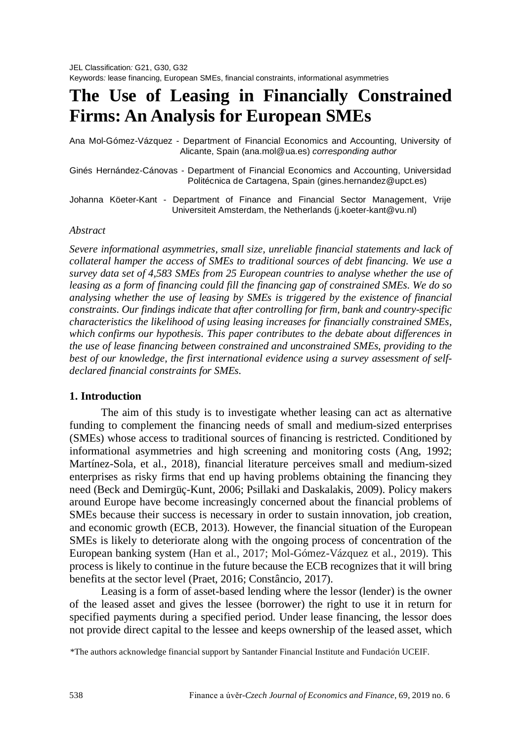JEL Classification: G21, G30, G32
Keywords: lease financing, European SMEs, financial constraints, informational asymmetries

# The Use of Leasing in Financially Constrained Firms: An Analysis for European SMEs

Ana Mol-Gómez-Vázquez - Department of Financial Economics and Accounting, University of Alicante, Spain (ana.mol@ua.es) *corresponding author*

Ginés Hernández-Cánovas - Department of Financial Economics and Accounting, Universidad Politécnica de Cartagena, Spain (gines.hernandez@upct.es)

Johanna Köeter-Kant - Department of Finance and Financial Sector Management, Vrije Universiteit Amsterdam, the Netherlands (j.koeter-kant@vu.nl)

*Abstract*

*Severe informational asymmetries, small size, unreliable financial statements and lack of collateral hamper the access of SMEs to traditional sources of debt financing. We use a survey data set of 4,583 SMEs from 25 European countries to analyse whether the use of leasing as a form of financing could fill the financing gap of constrained SMEs. We do so analysing whether the use of leasing by SMEs is triggered by the existence of financial constraints. Our findings indicate that after controlling for firm, bank and country-specific characteristics the likelihood of using leasing increases for financially constrained SMEs, which confirms our hypothesis. This paper contributes to the debate about differences in the use of lease financing between constrained and unconstrained SMEs, providing to the best of our knowledge, the first international evidence using a survey assessment of self-declared financial constraints for SMEs.*

## 1. Introduction

The aim of this study is to investigate whether leasing can act as alternative funding to complement the financing needs of small and medium-sized enterprises (SMEs) whose access to traditional sources of financing is restricted. Conditioned by informational asymmetries and high screening and monitoring costs (Ang, 1992; Martínez-Sola, et al., 2018), financial literature perceives small and medium-sized enterprises as risky firms that end up having problems obtaining the financing they need (Beck and Demirgüç-Kunt, 2006; Psillaki and Daskalakis, 2009). Policy makers around Europe have become increasingly concerned about the financial problems of SMEs because their success is necessary in order to sustain innovation, job creation, and economic growth (ECB, 2013). However, the financial situation of the European SMEs is likely to deteriorate along with the ongoing process of concentration of the European banking system (Han et al., 2017; Mol-Gómez-Vázquez et al., 2019). This process is likely to continue in the future because the ECB recognizes that it will bring benefits at the sector level (Praet, 2016; Constâncio, 2017).

Leasing is a form of asset-based lending where the lessor (lender) is the owner of the leased asset and gives the lessee (borrower) the right to use it in return for specified payments during a specified period. Under lease financing, the lessor does not provide direct capital to the lessee and keeps ownership of the leased asset, which

*The authors acknowledge financial support by Santander Financial Institute and Fundación UCEIF.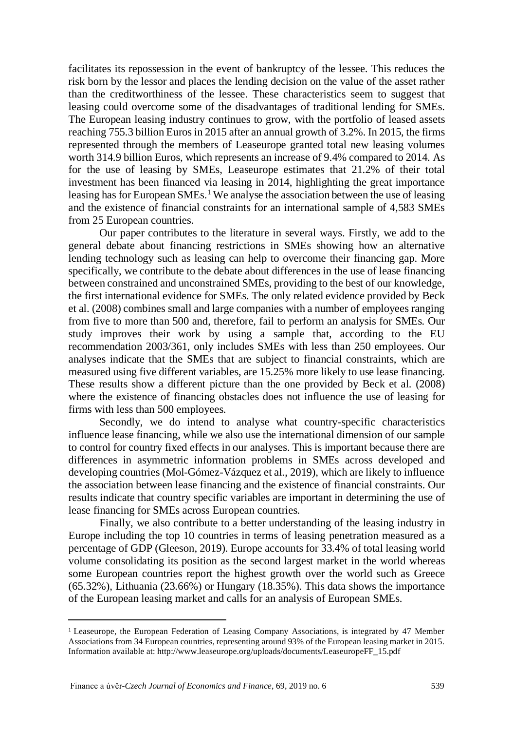facilitates its repossession in the event of bankruptcy of the lessee. This reduces the risk born by the lessor and places the lending decision on the value of the asset rather than the creditworthiness of the lessee. These characteristics seem to suggest that leasing could overcome some of the disadvantages of traditional lending for SMEs. The European leasing industry continues to grow, with the portfolio of leased assets reaching 755.3 billion Euros in 2015 after an annual growth of 3.2%. In 2015, the firms represented through the members of Leaseurope granted total new leasing volumes worth 314.9 billion Euros, which represents an increase of 9.4% compared to 2014. As for the use of leasing by SMEs, Leaseurope estimates that 21.2% of their total investment has been financed via leasing in 2014, highlighting the great importance leasing has for European SMEs.[1] We analyse the association between the use of leasing and the existence of financial constraints for an international sample of 4,583 SMEs from 25 European countries.

Our paper contributes to the literature in several ways. Firstly, we add to the general debate about financing restrictions in SMEs showing how an alternative lending technology such as leasing can help to overcome their financing gap. More specifically, we contribute to the debate about differences in the use of lease financing between constrained and unconstrained SMEs, providing to the best of our knowledge, the first international evidence for SMEs. The only related evidence provided by Beck et al. (2008) combines small and large companies with a number of employees ranging from five to more than 500 and, therefore, fail to perform an analysis for SMEs. Our study improves their work by using a sample that, according to the EU recommendation 2003/361, only includes SMEs with less than 250 employees. Our analyses indicate that the SMEs that are subject to financial constraints, which are measured using five different variables, are 15.25% more likely to use lease financing. These results show a different picture than the one provided by Beck et al. (2008) where the existence of financing obstacles does not influence the use of leasing for firms with less than 500 employees.

Secondly, we do intend to analyse what country-specific characteristics influence lease financing, while we also use the international dimension of our sample to control for country fixed effects in our analyses. This is important because there are differences in asymmetric information problems in SMEs across developed and developing countries (Mol-Gómez-Vázquez et al., 2019), which are likely to influence the association between lease financing and the existence of financial constraints. Our results indicate that country specific variables are important in determining the use of lease financing for SMEs across European countries.

Finally, we also contribute to a better understanding of the leasing industry in Europe including the top 10 countries in terms of leasing penetration measured as a percentage of GDP (Gleeson, 2019). Europe accounts for 33.4% of total leasing world volume consolidating its position as the second largest market in the world whereas some European countries report the highest growth over the world such as Greece (65.32%), Lithuania (23.66%) or Hungary (18.35%). This data shows the importance of the European leasing market and calls for an analysis of European SMEs.

[1] Leaseurope, the European Federation of Leasing Company Associations, is integrated by 47 Member Associations from 34 European countries, representing around 93% of the European leasing market in 2015. Information available at: http://www.leaseurope.org/uploads/documents/LeaseuropeFF_15.pdf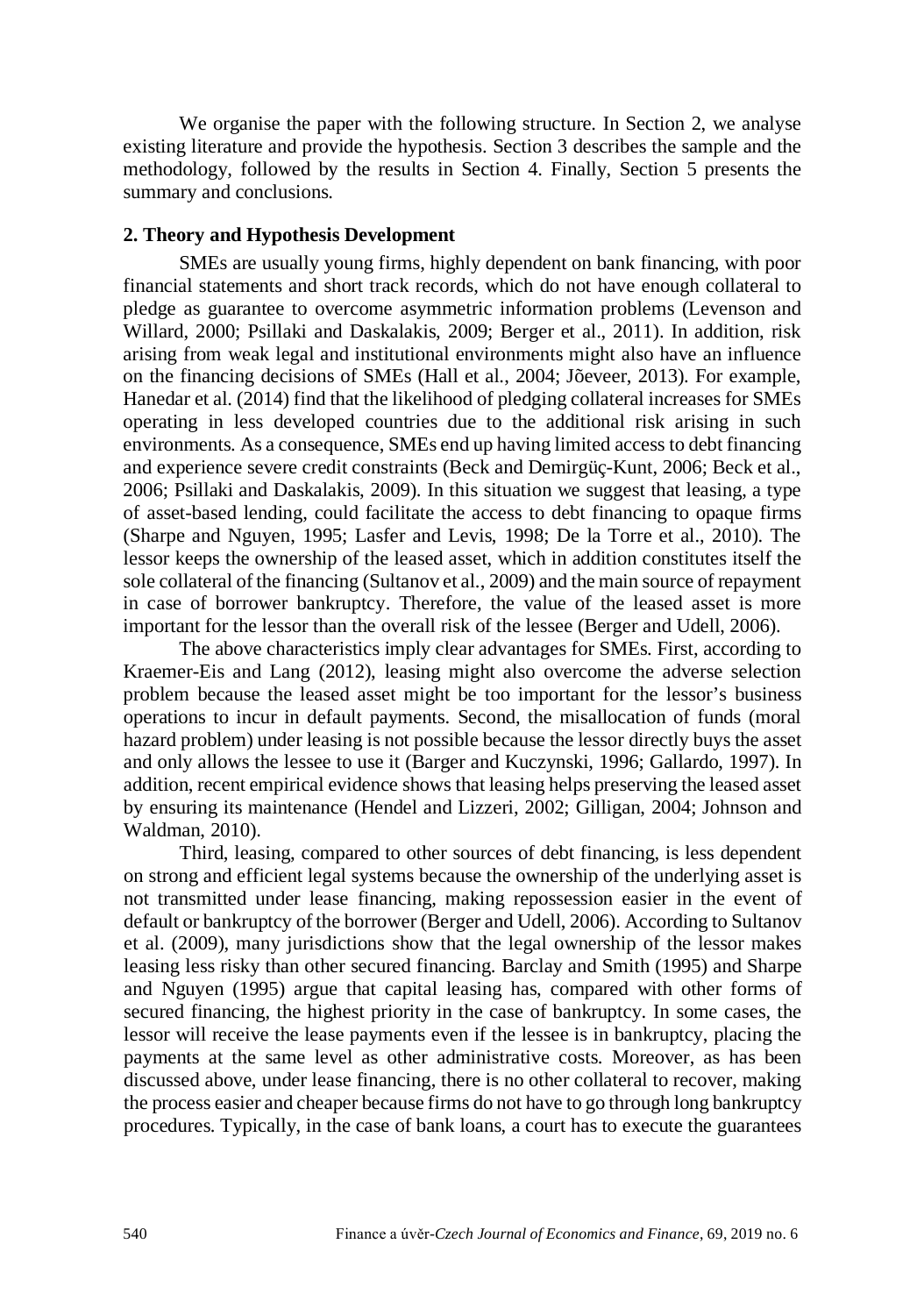We organise the paper with the following structure. In Section 2, we analyse existing literature and provide the hypothesis. Section 3 describes the sample and the methodology, followed by the results in Section 4. Finally, Section 5 presents the summary and conclusions.

## 2. Theory and Hypothesis Development

SMEs are usually young firms, highly dependent on bank financing, with poor financial statements and short track records, which do not have enough collateral to pledge as guarantee to overcome asymmetric information problems (Levenson and Willard, 2000; Psillaki and Daskalakis, 2009; Berger et al., 2011). In addition, risk arising from weak legal and institutional environments might also have an influence on the financing decisions of SMEs (Hall et al., 2004; Jõeveer, 2013). For example, Hanedar et al. (2014) find that the likelihood of pledging collateral increases for SMEs operating in less developed countries due to the additional risk arising in such environments. As a consequence, SMEs end up having limited access to debt financing and experience severe credit constraints (Beck and Demirgüç-Kunt, 2006; Beck et al., 2006; Psillaki and Daskalakis, 2009). In this situation we suggest that leasing, a type of asset-based lending, could facilitate the access to debt financing to opaque firms (Sharpe and Nguyen, 1995; Lasfer and Levis, 1998; De la Torre et al., 2010). The lessor keeps the ownership of the leased asset, which in addition constitutes itself the sole collateral of the financing (Sultanov et al., 2009) and the main source of repayment in case of borrower bankruptcy. Therefore, the value of the leased asset is more important for the lessor than the overall risk of the lessee (Berger and Udell, 2006).

The above characteristics imply clear advantages for SMEs. First, according to Kraemer-Eis and Lang (2012), leasing might also overcome the adverse selection problem because the leased asset might be too important for the lessor's business operations to incur in default payments. Second, the misallocation of funds (moral hazard problem) under leasing is not possible because the lessor directly buys the asset and only allows the lessee to use it (Barger and Kuczynski, 1996; Gallardo, 1997). In addition, recent empirical evidence shows that leasing helps preserving the leased asset by ensuring its maintenance (Hendel and Lizzeri, 2002; Gilligan, 2004; Johnson and Waldman, 2010).

Third, leasing, compared to other sources of debt financing, is less dependent on strong and efficient legal systems because the ownership of the underlying asset is not transmitted under lease financing, making repossession easier in the event of default or bankruptcy of the borrower (Berger and Udell, 2006). According to Sultanov et al. (2009), many jurisdictions show that the legal ownership of the lessor makes leasing less risky than other secured financing. Barclay and Smith (1995) and Sharpe and Nguyen (1995) argue that capital leasing has, compared with other forms of secured financing, the highest priority in the case of bankruptcy. In some cases, the lessor will receive the lease payments even if the lessee is in bankruptcy, placing the payments at the same level as other administrative costs. Moreover, as has been discussed above, under lease financing, there is no other collateral to recover, making the process easier and cheaper because firms do not have to go through long bankruptcy procedures. Typically, in the case of bank loans, a court has to execute the guarantees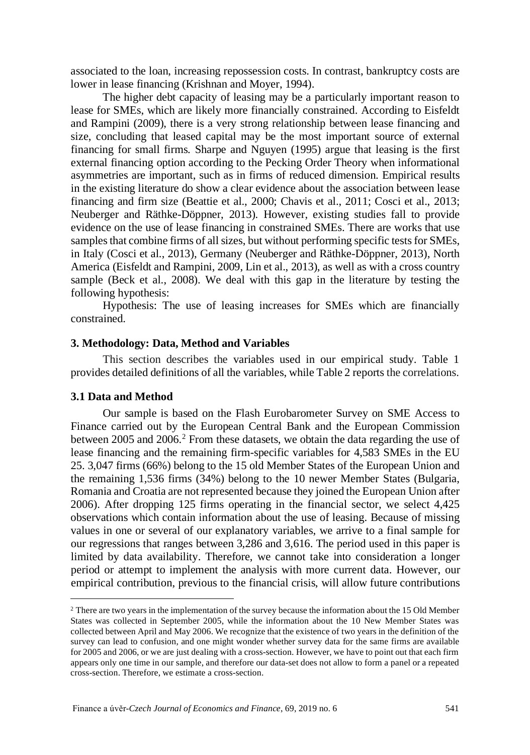associated to the loan, increasing repossession costs. In contrast, bankruptcy costs are lower in lease financing (Krishnan and Moyer, 1994).

The higher debt capacity of leasing may be a particularly important reason to lease for SMEs, which are likely more financially constrained. According to Eisfeldt and Rampini (2009), there is a very strong relationship between lease financing and size, concluding that leased capital may be the most important source of external financing for small firms. Sharpe and Nguyen (1995) argue that leasing is the first external financing option according to the Pecking Order Theory when informational asymmetries are important, such as in firms of reduced dimension. Empirical results in the existing literature do show a clear evidence about the association between lease financing and firm size (Beattie et al., 2000; Chavis et al., 2011; Cosci et al., 2013; Neuberger and Räthke-Döppner, 2013). However, existing studies fall to provide evidence on the use of lease financing in constrained SMEs. There are works that use samples that combine firms of all sizes, but without performing specific tests for SMEs, in Italy (Cosci et al., 2013), Germany (Neuberger and Räthke-Döppner, 2013), North America (Eisfeldt and Rampini, 2009, Lin et al., 2013), as well as with a cross country sample (Beck et al., 2008). We deal with this gap in the literature by testing the following hypothesis:

Hypothesis: The use of leasing increases for SMEs which are financially constrained.

## 3. Methodology: Data, Method and Variables

This section describes the variables used in our empirical study. Table 1 provides detailed definitions of all the variables, while Table 2 reports the correlations.

### 3.1 Data and Method

Our sample is based on the Flash Eurobarometer Survey on SME Access to Finance carried out by the European Central Bank and the European Commission between 2005 and 2006.[2] From these datasets, we obtain the data regarding the use of lease financing and the remaining firm-specific variables for 4,583 SMEs in the EU 25. 3,047 firms (66%) belong to the 15 old Member States of the European Union and the remaining 1,536 firms (34%) belong to the 10 newer Member States (Bulgaria, Romania and Croatia are not represented because they joined the European Union after 2006). After dropping 125 firms operating in the financial sector, we select 4,425 observations which contain information about the use of leasing. Because of missing values in one or several of our explanatory variables, we arrive to a final sample for our regressions that ranges between 3,286 and 3,616. The period used in this paper is limited by data availability. Therefore, we cannot take into consideration a longer period or attempt to implement the analysis with more current data. However, our empirical contribution, previous to the financial crisis, will allow future contributions

[2] There are two years in the implementation of the survey because the information about the 15 Old Member States was collected in September 2005, while the information about the 10 New Member States was collected between April and May 2006. We recognize that the existence of two years in the definition of the survey can lead to confusion, and one might wonder whether survey data for the same firms are available for 2005 and 2006, or we are just dealing with a cross-section. However, we have to point out that each firm appears only one time in our sample, and therefore our data-set does not allow to form a panel or a repeated cross-section. Therefore, we estimate a cross-section.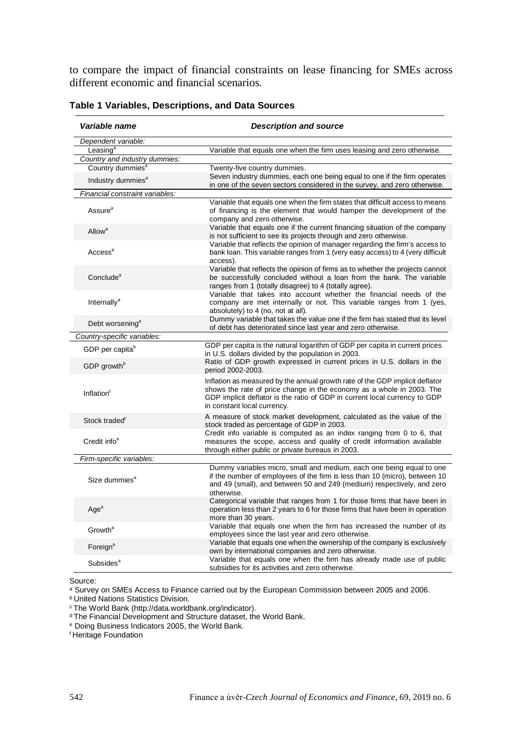to compare the impact of financial constraints on lease financing for SMEs across different economic and financial scenarios.

**Table 1 Variables, Descriptions, and Data Sources**

| ***Variable name*** | ***Description and source*** |
|---|---|
| *Dependent variable:* | |
| Leasing[a] | Variable that equals one when the firm uses leasing and zero otherwise. |
| *Country and industry dummies:* | |
| Country dummies[a] | Twenty-five country dummies. |
| Industry dummies[a] | Seven industry dummies, each one being equal to one if the firm operates in one of the seven sectors considered in the survey, and zero otherwise. |
| *Financial constraint variables:* | |
| Assure[a] | Variable that equals one when the firm states that difficult access to means of financing is the element that would hamper the development of the company and zero otherwise. |
| Allow[a] | Variable that equals one if the current financing situation of the company is not sufficient to see its projects through and zero otherwise. |
| Access[a] | Variable that reflects the opinion of manager regarding the firm's access to bank loan. This variable ranges from 1 (very easy access) to 4 (very difficult access). |
| Conclude[a] | Variable that reflects the opinion of firms as to whether the projects cannot be successfully concluded without a loan from the bank. The variable ranges from 1 (totally disagree) to 4 (totally agree). |
| Internally[a] | Variable that takes into account whether the financial needs of the company are met internally or not. This variable ranges from 1 (yes, absolutely) to 4 (no, not at all). |
| Debt worsening[a] | Dummy variable that takes the value one if the firm has stated that its level of debt has deteriorated since last year and zero otherwise. |
| *Country-specific variables:* | |
| GDP per capita[b] | GDP per capita is the natural logarithm of GDP per capita in current prices in U.S. dollars divided by the population in 2003. |
| GDP growth[b] | Ratio of GDP growth expressed in current prices in U.S. dollars in the period 2002-2003. |
| Inflation[c] | Inflation as measured by the annual growth rate of the GDP implicit deflator shows the rate of price change in the economy as a whole in 2003. The GDP implicit deflator is the ratio of GDP in current local currency to GDP in constant local currency. |
| Stock traded[c] | A measure of stock market development, calculated as the value of the stock traded as percentage of GDP in 2003. |
| Credit info[e] | Credit info variable is computed as an index ranging from 0 to 6, that measures the scope, access and quality of credit information available through either public or private bureaus in 2003. |
| *Firm-specific variables:* | |
| Size dummies[a] | Dummy variables micro, small and medium, each one being equal to one if the number of employees of the firm is less than 10 (micro), between 10 and 49 (small), and between 50 and 249 (medium) respectively, and zero otherwise. |
| Age[a] | Categorical variable that ranges from 1 for those firms that have been in operation less than 2 years to 6 for those firms that have been in operation more than 30 years. |
| Growth[a] | Variable that equals one when the firm has increased the number of its employees since the last year and zero otherwise. |
| Foreign[a] | Variable that equals one when the ownership of the company is exclusively own by international companies and zero otherwise. |
| Subsides[a] | Variable that equals one when the firm has already made use of public subsidies for its activities and zero otherwise. |

Source:
[a] Survey on SMEs Access to Finance carried out by the European Commission between 2005 and 2006.
[b] United Nations Statistics Division.
[c] The World Bank (http://data.worldbank.org/indicator).
[d] The Financial Development and Structure dataset, the World Bank.
[e] Doing Business Indicators 2005, the World Bank.
[f] Heritage Foundation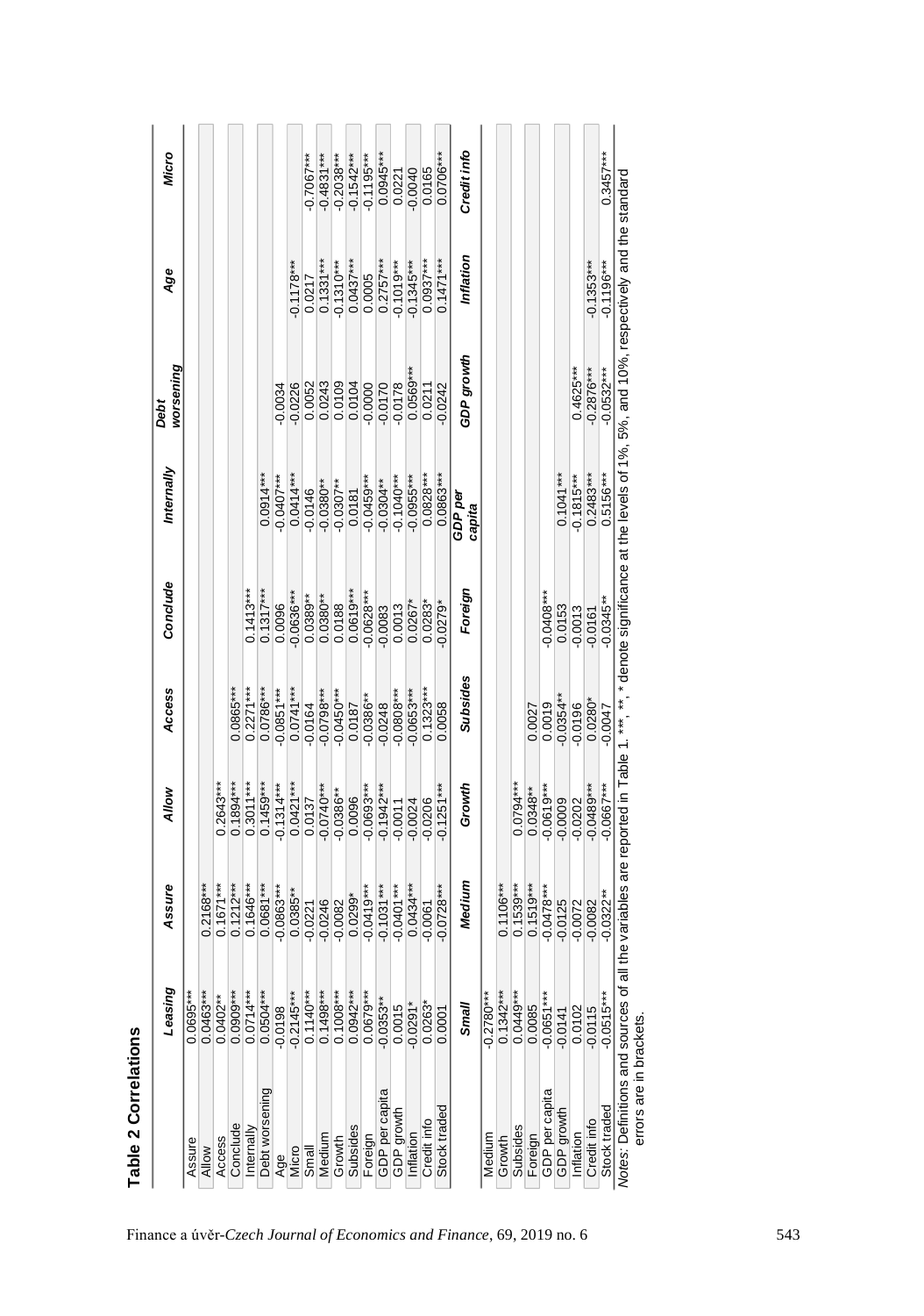**Table 2 Correlations**

| | *Leasing* | *Assure* | *Allow* | *Access* | *Conclude* | *Internally* | *Debt worsening* | *Age* | *Micro* |
|---|---|---|---|---|---|---|---|---|---|
| Assure | 0.0695*** | | | | | | | | |
| Allow | 0.0463*** | 0.2168*** | | | | | | | |
| Access | 0.0402** | 0.1671*** | 0.2643*** | | | | | | |
| Conclude | 0.0909*** | 0.1212*** | 0.1894*** | 0.0865*** | | | | | |
| Internally | 0.0714*** | 0.1646*** | 0.3011*** | 0.2271*** | 0.1413*** | | | | |
| Debt worsening | 0.0504*** | 0.0681*** | 0.1459*** | 0.0786*** | 0.1317*** | 0.0914*** | | | |
| Age | -0.0198 | -0.0863*** | -0.1314*** | -0.0851*** | 0.0096 | -0.0407*** | -0.0034 | | |
| Micro | -0.2145*** | 0.0385** | 0.0421*** | 0.0741*** | -0.0636*** | 0.0414*** | -0.0226 | -0.1178*** | |
| Small | 0.1140*** | -0.0221 | 0.0137 | -0.0164 | 0.0389** | -0.0146 | 0.0052 | 0.0217 | -0.7067*** |
| Medium | 0.1498*** | -0.0246 | -0.0740*** | -0.0798*** | 0.0380** | -0.0380** | 0.0243 | 0.1331*** | -0.4831*** |
| Growth | 0.1008*** | -0.0082 | -0.0386** | -0.0450*** | 0.0188 | -0.0307** | 0.0109 | -0.1310*** | -0.2038*** |
| Subsides | 0.0942*** | 0.0299* | 0.0096 | 0.0187 | 0.0619*** | 0.0181 | 0.0104 | 0.0437*** | -0.1542*** |
| Foreign | 0.0679*** | -0.0419*** | -0.0693*** | -0.0386** | -0.0628*** | -0.0459*** | -0.0000 | 0.0005 | -0.1195*** |
| GDP per capita | -0.0353** | -0.1031*** | -0.1942*** | -0.0248 | -0.0083 | -0.0304** | -0.0170 | 0.2757*** | 0.0945*** |
| GDP growth | 0.0015 | -0.0401*** | -0.0011 | -0.0808*** | 0.0013 | -0.1040*** | -0.0178 | -0.1019*** | 0.0221 |
| Inflation | -0.0291* | 0.0434*** | -0.0024 | -0.0653*** | 0.0267* | -0.0955*** | 0.0569*** | -0.1345*** | -0.0040 |
| Credit info | 0.0263* | -0.0061 | -0.0206 | 0.1323*** | 0.0283* | 0.0828*** | 0.0211 | 0.0937*** | 0.0165 |
| Stock traded | 0.0001 | -0.0728*** | -0.1251*** | 0.0058 | -0.0279* | 0.0863*** | -0.0242 | 0.1471*** | 0.0706*** |
| | ***Small*** | ***Medium*** | ***Growth*** | ***Subsides*** | ***Foreign*** | ***GDP per capita*** | ***GDP growth*** | ***Inflation*** | ***Credit info*** |
| Medium | -0.2780*** | | | | | | | | |
| Growth | 0.1342*** | 0.1106*** | | | | | | | |
| Subsides | 0.0449*** | 0.1539*** | 0.0794*** | | | | | | |
| Foreign | 0.0085 | 0.1519*** | 0.0348** | 0.0027 | | | | | |
| GDP per capita | -0.0651*** | -0.0478*** | -0.0619*** | 0.0019 | -0.0408*** | | | | |
| GDP growth | -0.0141 | -0.0125 | -0.0009 | -0.0354** | 0.0153 | 0.1041*** | | | |
| Inflation | 0.0102 | -0.0072 | -0.0202 | -0.0196 | -0.0013 | -0.1815*** | 0.4625*** | | |
| Credit info | -0.0115 | -0.0082 | -0.0489*** | 0.0280* | -0.0161 | 0.2483*** | -0.2876*** | -0.1353*** | |
| Stock traded | -0.0515*** | -0.0322** | -0.0667*** | -0.0047 | -0.0345** | 0.5156*** | -0.0532*** | -0.1196*** | 0.3457*** |

*Notes*: Definitions and sources of all the variables are reported in Table 1. ***, **, * denote significance at the levels of 1%, 5%, and 10%, respectively and the standard errors are in brackets.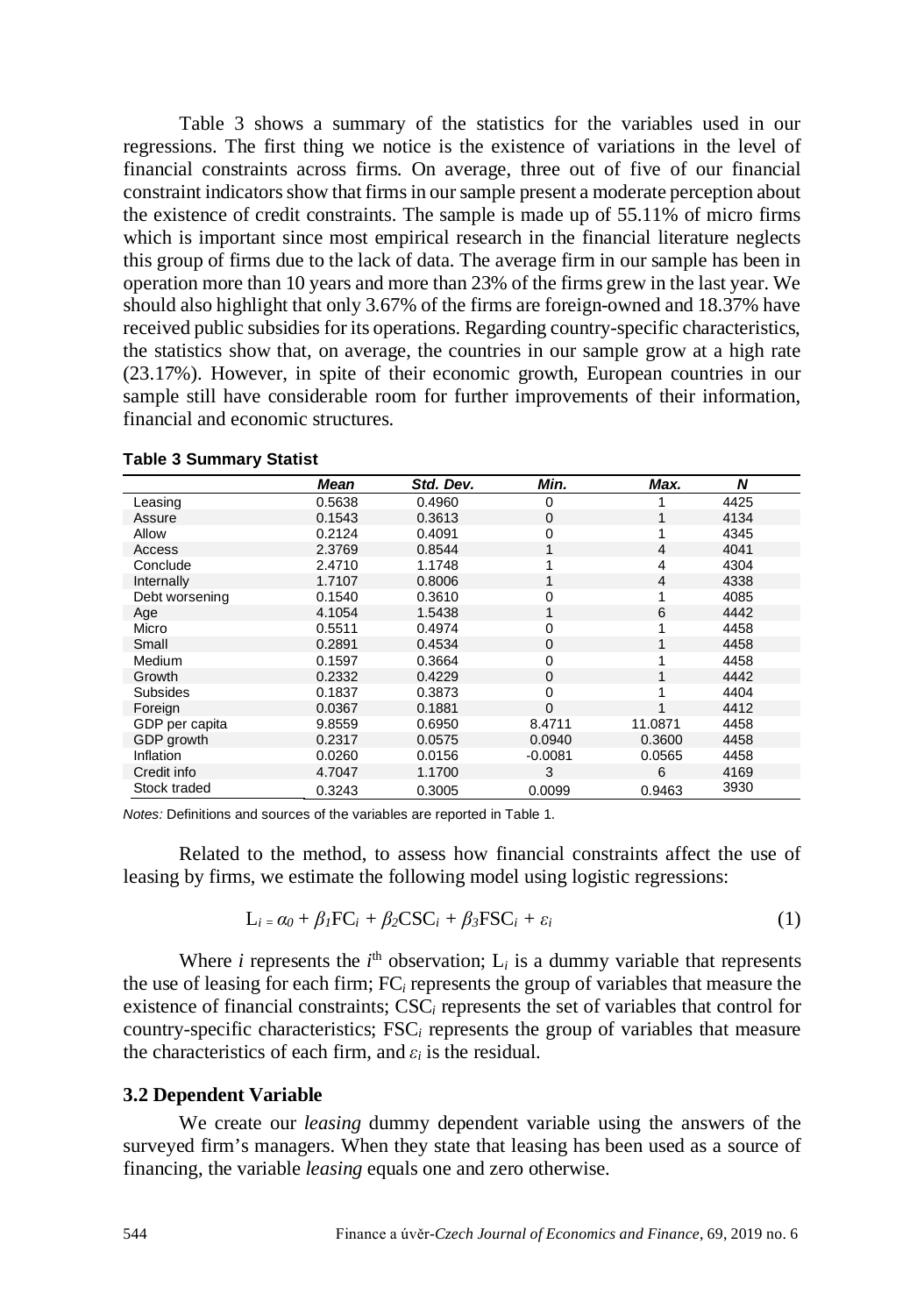Table 3 shows a summary of the statistics for the variables used in our regressions. The first thing we notice is the existence of variations in the level of financial constraints across firms. On average, three out of five of our financial constraint indicators show that firms in our sample present a moderate perception about the existence of credit constraints. The sample is made up of 55.11% of micro firms which is important since most empirical research in the financial literature neglects this group of firms due to the lack of data. The average firm in our sample has been in operation more than 10 years and more than 23% of the firms grew in the last year. We should also highlight that only 3.67% of the firms are foreign-owned and 18.37% have received public subsidies for its operations. Regarding country-specific characteristics, the statistics show that, on average, the countries in our sample grow at a high rate (23.17%). However, in spite of their economic growth, European countries in our sample still have considerable room for further improvements of their information, financial and economic structures.

**Table 3 Summary Statist**

| | *Mean* | *Std. Dev.* | *Min.* | *Max.* | *N* |
|---|---|---|---|---|---|
| Leasing | 0.5638 | 0.4960 | 0 | 1 | 4425 |
| Assure | 0.1543 | 0.3613 | 0 | 1 | 4134 |
| Allow | 0.2124 | 0.4091 | 0 | 1 | 4345 |
| Access | 2.3769 | 0.8544 | 1 | 4 | 4041 |
| Conclude | 2.4710 | 1.1748 | 1 | 4 | 4304 |
| Internally | 1.7107 | 0.8006 | 1 | 4 | 4338 |
| Debt worsening | 0.1540 | 0.3610 | 0 | 1 | 4085 |
| Age | 4.1054 | 1.5438 | 1 | 6 | 4442 |
| Micro | 0.5511 | 0.4974 | 0 | 1 | 4458 |
| Small | 0.2891 | 0.4534 | 0 | 1 | 4458 |
| Medium | 0.1597 | 0.3664 | 0 | 1 | 4458 |
| Growth | 0.2332 | 0.4229 | 0 | 1 | 4442 |
| Subsides | 0.1837 | 0.3873 | 0 | 1 | 4404 |
| Foreign | 0.0367 | 0.1881 | 0 | 1 | 4412 |
| GDP per capita | 9.8559 | 0.6950 | 8.4711 | 11.0871 | 4458 |
| GDP growth | 0.2317 | 0.0575 | 0.0940 | 0.3600 | 4458 |
| Inflation | 0.0260 | 0.0156 | -0.0081 | 0.0565 | 4458 |
| Credit info | 4.7047 | 1.1700 | 3 | 6 | 4169 |
| Stock traded | 0.3243 | 0.3005 | 0.0099 | 0.9463 | 3930 |

*Notes:* Definitions and sources of the variables are reported in Table 1.

Related to the method, to assess how financial constraints affect the use of leasing by firms, we estimate the following model using logistic regressions:

$$L_i = \alpha_0 + \beta_1 FC_i + \beta_2 CSC_i + \beta_3 FSC_i + \varepsilon_i \tag{1}$$

Where $i$ represents the $i^{th}$ observation; $L_i$ is a dummy variable that represents the use of leasing for each firm; $FC_i$ represents the group of variables that measure the existence of financial constraints; $CSC_i$ represents the set of variables that control for country-specific characteristics; $FSC_i$ represents the group of variables that measure the characteristics of each firm, and $\varepsilon_i$ is the residual.

### 3.2 Dependent Variable

We create our *leasing* dummy dependent variable using the answers of the surveyed firm's managers. When they state that leasing has been used as a source of financing, the variable *leasing* equals one and zero otherwise.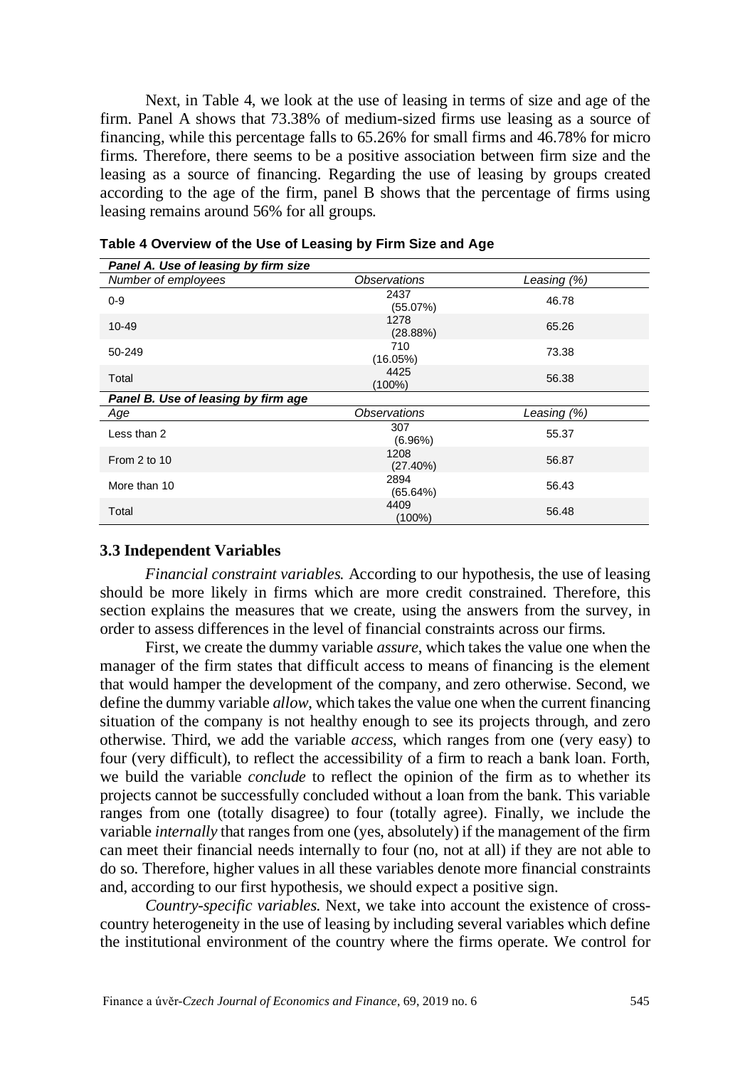Next, in Table 4, we look at the use of leasing in terms of size and age of the firm. Panel A shows that 73.38% of medium-sized firms use leasing as a source of financing, while this percentage falls to 65.26% for small firms and 46.78% for micro firms. Therefore, there seems to be a positive association between firm size and the leasing as a source of financing. Regarding the use of leasing by groups created according to the age of the firm, panel B shows that the percentage of firms using leasing remains around 56% for all groups.

**Table 4 Overview of the Use of Leasing by Firm Size and Age**

| ***Panel A. Use of leasing by firm size*** | | |
|---|---|---|
| *Number of employees* | *Observations* | *Leasing (%)* |
| 0-9 | 2437 (55.07%) | 46.78 |
| 10-49 | 1278 (28.88%) | 65.26 |
| 50-249 | 710 (16.05%) | 73.38 |
| Total | 4425 (100%) | 56.38 |
| ***Panel B. Use of leasing by firm age*** | | |
| *Age* | *Observations* | *Leasing (%)* |
| Less than 2 | 307 (6.96%) | 55.37 |
| From 2 to 10 | 1208 (27.40%) | 56.87 |
| More than 10 | 2894 (65.64%) | 56.43 |
| Total | 4409 (100%) | 56.48 |

### 3.3 Independent Variables

*Financial constraint variables.* According to our hypothesis, the use of leasing should be more likely in firms which are more credit constrained. Therefore, this section explains the measures that we create, using the answers from the survey, in order to assess differences in the level of financial constraints across our firms.

First, we create the dummy variable *assure*, which takes the value one when the manager of the firm states that difficult access to means of financing is the element that would hamper the development of the company, and zero otherwise. Second, we define the dummy variable *allow*, which takes the value one when the current financing situation of the company is not healthy enough to see its projects through, and zero otherwise. Third, we add the variable *access*, which ranges from one (very easy) to four (very difficult), to reflect the accessibility of a firm to reach a bank loan. Forth, we build the variable *conclude* to reflect the opinion of the firm as to whether its projects cannot be successfully concluded without a loan from the bank. This variable ranges from one (totally disagree) to four (totally agree). Finally, we include the variable *internally* that ranges from one (yes, absolutely) if the management of the firm can meet their financial needs internally to four (no, not at all) if they are not able to do so. Therefore, higher values in all these variables denote more financial constraints and, according to our first hypothesis, we should expect a positive sign.

*Country-specific variables.* Next, we take into account the existence of cross-country heterogeneity in the use of leasing by including several variables which define the institutional environment of the country where the firms operate. We control for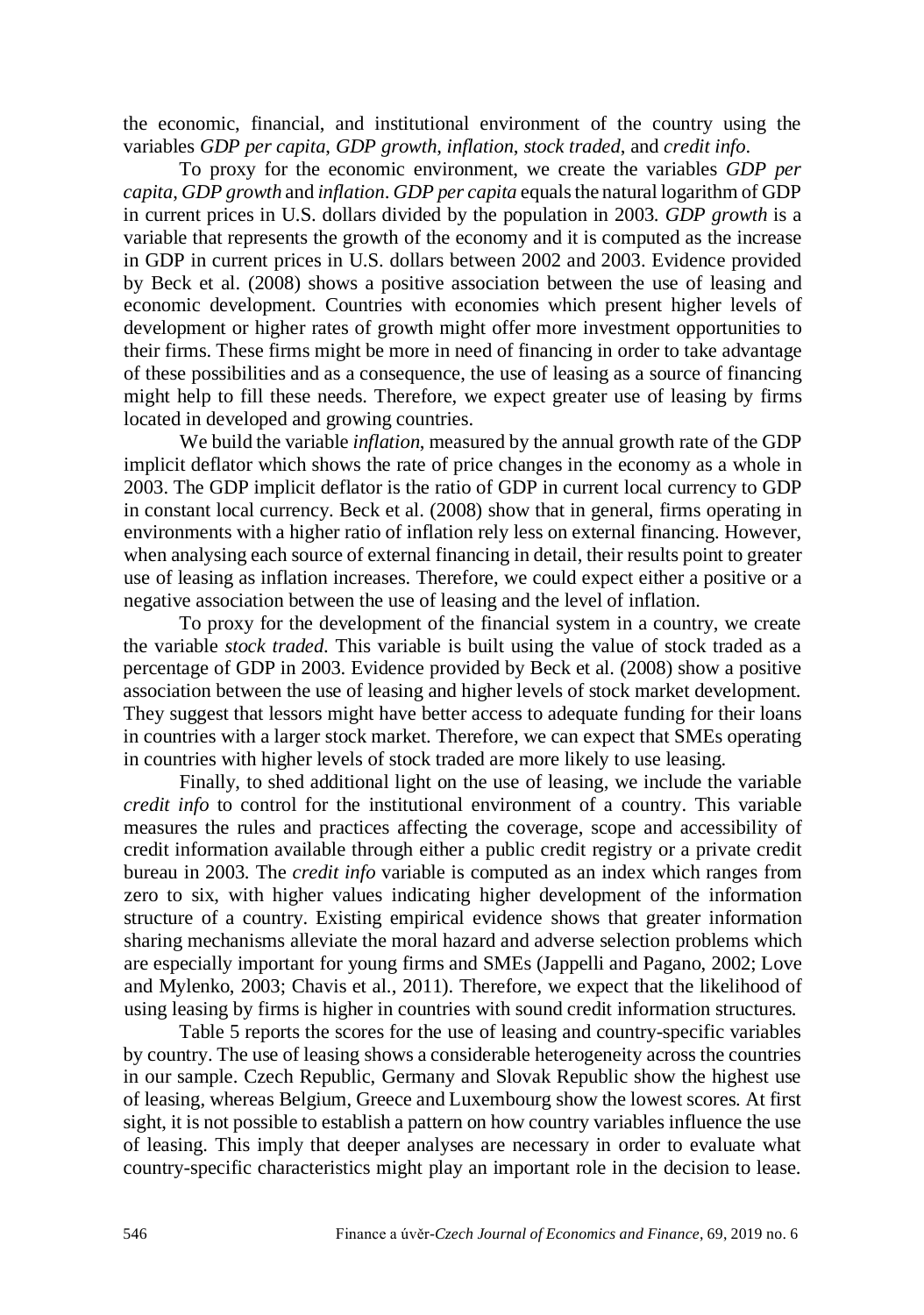the economic, financial, and institutional environment of the country using the variables *GDP per capita*, *GDP growth*, *inflation*, *stock traded*, and *credit info*.

To proxy for the economic environment, we create the variables *GDP per capita*, *GDP growth* and *inflation*. *GDP per capita* equals the natural logarithm of GDP in current prices in U.S. dollars divided by the population in 2003. *GDP growth* is a variable that represents the growth of the economy and it is computed as the increase in GDP in current prices in U.S. dollars between 2002 and 2003. Evidence provided by Beck et al. (2008) shows a positive association between the use of leasing and economic development. Countries with economies which present higher levels of development or higher rates of growth might offer more investment opportunities to their firms. These firms might be more in need of financing in order to take advantage of these possibilities and as a consequence, the use of leasing as a source of financing might help to fill these needs. Therefore, we expect greater use of leasing by firms located in developed and growing countries.

We build the variable *inflation*, measured by the annual growth rate of the GDP implicit deflator which shows the rate of price changes in the economy as a whole in 2003. The GDP implicit deflator is the ratio of GDP in current local currency to GDP in constant local currency. Beck et al. (2008) show that in general, firms operating in environments with a higher ratio of inflation rely less on external financing. However, when analysing each source of external financing in detail, their results point to greater use of leasing as inflation increases. Therefore, we could expect either a positive or a negative association between the use of leasing and the level of inflation.

To proxy for the development of the financial system in a country, we create the variable *stock traded*. This variable is built using the value of stock traded as a percentage of GDP in 2003. Evidence provided by Beck et al. (2008) show a positive association between the use of leasing and higher levels of stock market development. They suggest that lessors might have better access to adequate funding for their loans in countries with a larger stock market. Therefore, we can expect that SMEs operating in countries with higher levels of stock traded are more likely to use leasing.

Finally, to shed additional light on the use of leasing, we include the variable *credit info* to control for the institutional environment of a country. This variable measures the rules and practices affecting the coverage, scope and accessibility of credit information available through either a public credit registry or a private credit bureau in 2003. The *credit info* variable is computed as an index which ranges from zero to six, with higher values indicating higher development of the information structure of a country. Existing empirical evidence shows that greater information sharing mechanisms alleviate the moral hazard and adverse selection problems which are especially important for young firms and SMEs (Jappelli and Pagano, 2002; Love and Mylenko, 2003; Chavis et al., 2011). Therefore, we expect that the likelihood of using leasing by firms is higher in countries with sound credit information structures.

Table 5 reports the scores for the use of leasing and country-specific variables by country. The use of leasing shows a considerable heterogeneity across the countries in our sample. Czech Republic, Germany and Slovak Republic show the highest use of leasing, whereas Belgium, Greece and Luxembourg show the lowest scores. At first sight, it is not possible to establish a pattern on how country variables influence the use of leasing. This imply that deeper analyses are necessary in order to evaluate what country-specific characteristics might play an important role in the decision to lease.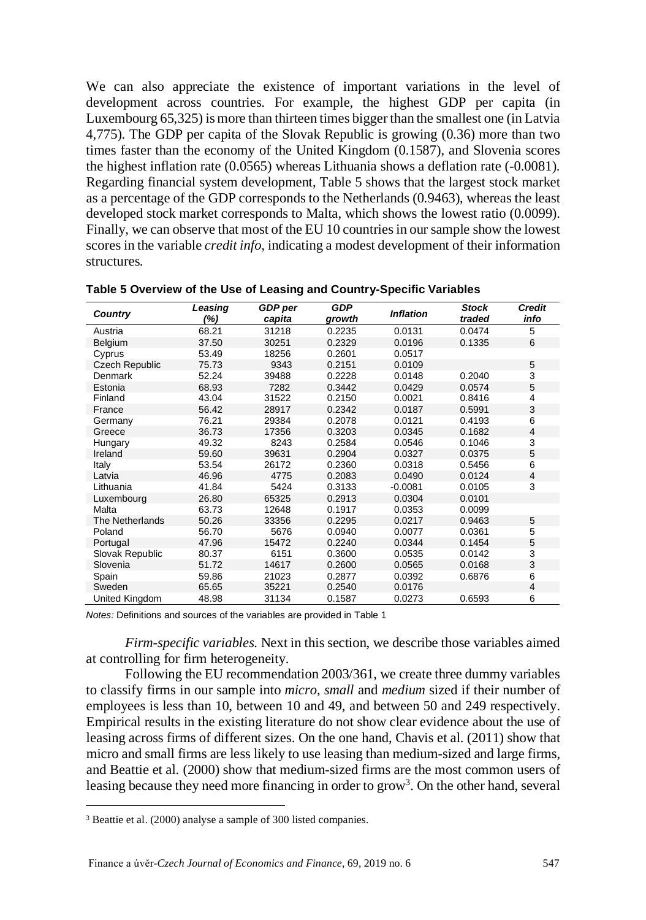We can also appreciate the existence of important variations in the level of development across countries. For example, the highest GDP per capita (in Luxembourg 65,325) is more than thirteen times bigger than the smallest one (in Latvia 4,775). The GDP per capita of the Slovak Republic is growing (0.36) more than two times faster than the economy of the United Kingdom (0.1587), and Slovenia scores the highest inflation rate (0.0565) whereas Lithuania shows a deflation rate (-0.0081). Regarding financial system development, Table 5 shows that the largest stock market as a percentage of the GDP corresponds to the Netherlands (0.9463), whereas the least developed stock market corresponds to Malta, which shows the lowest ratio (0.0099). Finally, we can observe that most of the EU 10 countries in our sample show the lowest scores in the variable *credit info*, indicating a modest development of their information structures.

**Table 5 Overview of the Use of Leasing and Country-Specific Variables**

| *Country* | *Leasing (%)* | *GDP per capita* | *GDP growth* | *Inflation* | *Stock traded* | *Credit info* |
|---|---|---|---|---|---|---|
| Austria | 68.21 | 31218 | 0.2235 | 0.0131 | 0.0474 | 5 |
| Belgium | 37.50 | 30251 | 0.2329 | 0.0196 | 0.1335 | 6 |
| Cyprus | 53.49 | 18256 | 0.2601 | 0.0517 | | |
| Czech Republic | 75.73 | 9343 | 0.2151 | 0.0109 | | 5 |
| Denmark | 52.24 | 39488 | 0.2228 | 0.0148 | 0.2040 | 3 |
| Estonia | 68.93 | 7282 | 0.3442 | 0.0429 | 0.0574 | 5 |
| Finland | 43.04 | 31522 | 0.2150 | 0.0021 | 0.8416 | 4 |
| France | 56.42 | 28917 | 0.2342 | 0.0187 | 0.5991 | 3 |
| Germany | 76.21 | 29384 | 0.2078 | 0.0121 | 0.4193 | 6 |
| Greece | 36.73 | 17356 | 0.3203 | 0.0345 | 0.1682 | 4 |
| Hungary | 49.32 | 8243 | 0.2584 | 0.0546 | 0.1046 | 3 |
| Ireland | 59.60 | 39631 | 0.2904 | 0.0327 | 0.0375 | 5 |
| Italy | 53.54 | 26172 | 0.2360 | 0.0318 | 0.5456 | 6 |
| Latvia | 46.96 | 4775 | 0.2083 | 0.0490 | 0.0124 | 4 |
| Lithuania | 41.84 | 5424 | 0.3133 | -0.0081 | 0.0105 | 3 |
| Luxembourg | 26.80 | 65325 | 0.2913 | 0.0304 | 0.0101 | |
| Malta | 63.73 | 12648 | 0.1917 | 0.0353 | 0.0099 | |
| The Netherlands | 50.26 | 33356 | 0.2295 | 0.0217 | 0.9463 | 5 |
| Poland | 56.70 | 5676 | 0.0940 | 0.0077 | 0.0361 | 5 |
| Portugal | 47.96 | 15472 | 0.2240 | 0.0344 | 0.1454 | 5 |
| Slovak Republic | 80.37 | 6151 | 0.3600 | 0.0535 | 0.0142 | 3 |
| Slovenia | 51.72 | 14617 | 0.2600 | 0.0565 | 0.0168 | 3 |
| Spain | 59.86 | 21023 | 0.2877 | 0.0392 | 0.6876 | 6 |
| Sweden | 65.65 | 35221 | 0.2540 | 0.0176 | | 4 |
| United Kingdom | 48.98 | 31134 | 0.1587 | 0.0273 | 0.6593 | 6 |

*Notes:* Definitions and sources of the variables are provided in Table 1

*Firm-specific variables.* Next in this section, we describe those variables aimed at controlling for firm heterogeneity.

Following the EU recommendation 2003/361, we create three dummy variables to classify firms in our sample into *micro*, *small* and *medium* sized if their number of employees is less than 10, between 10 and 49, and between 50 and 249 respectively. Empirical results in the existing literature do not show clear evidence about the use of leasing across firms of different sizes. On the one hand, Chavis et al. (2011) show that micro and small firms are less likely to use leasing than medium-sized and large firms, and Beattie et al. (2000) show that medium-sized firms are the most common users of leasing because they need more financing in order to grow[3]. On the other hand, several

[3] Beattie et al. (2000) analyse a sample of 300 listed companies.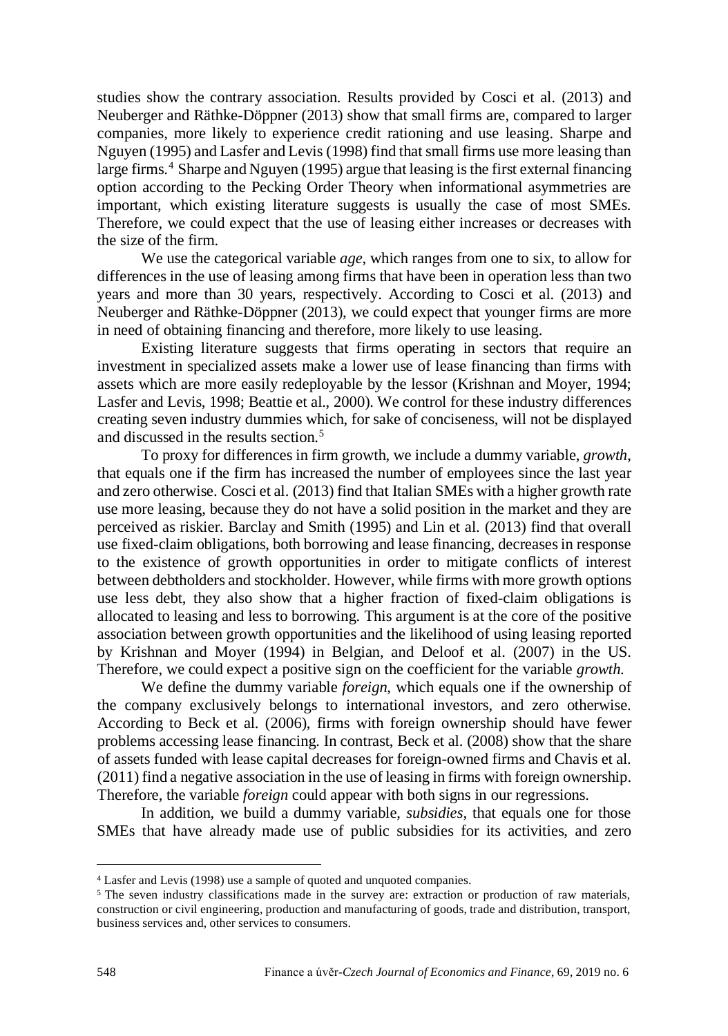studies show the contrary association. Results provided by Cosci et al. (2013) and Neuberger and Räthke-Döppner (2013) show that small firms are, compared to larger companies, more likely to experience credit rationing and use leasing. Sharpe and Nguyen (1995) and Lasfer and Levis (1998) find that small firms use more leasing than large firms.[4] Sharpe and Nguyen (1995) argue that leasing is the first external financing option according to the Pecking Order Theory when informational asymmetries are important, which existing literature suggests is usually the case of most SMEs. Therefore, we could expect that the use of leasing either increases or decreases with the size of the firm.

We use the categorical variable *age*, which ranges from one to six, to allow for differences in the use of leasing among firms that have been in operation less than two years and more than 30 years, respectively. According to Cosci et al. (2013) and Neuberger and Räthke-Döppner (2013), we could expect that younger firms are more in need of obtaining financing and therefore, more likely to use leasing.

Existing literature suggests that firms operating in sectors that require an investment in specialized assets make a lower use of lease financing than firms with assets which are more easily redeployable by the lessor (Krishnan and Moyer, 1994; Lasfer and Levis, 1998; Beattie et al., 2000). We control for these industry differences creating seven industry dummies which, for sake of conciseness, will not be displayed and discussed in the results section.[5]

To proxy for differences in firm growth, we include a dummy variable, *growth*, that equals one if the firm has increased the number of employees since the last year and zero otherwise. Cosci et al. (2013) find that Italian SMEs with a higher growth rate use more leasing, because they do not have a solid position in the market and they are perceived as riskier. Barclay and Smith (1995) and Lin et al. (2013) find that overall use fixed-claim obligations, both borrowing and lease financing, decreases in response to the existence of growth opportunities in order to mitigate conflicts of interest between debtholders and stockholder. However, while firms with more growth options use less debt, they also show that a higher fraction of fixed-claim obligations is allocated to leasing and less to borrowing. This argument is at the core of the positive association between growth opportunities and the likelihood of using leasing reported by Krishnan and Moyer (1994) in Belgian, and Deloof et al. (2007) in the US. Therefore, we could expect a positive sign on the coefficient for the variable *growth.*

We define the dummy variable *foreign*, which equals one if the ownership of the company exclusively belongs to international investors, and zero otherwise. According to Beck et al. (2006), firms with foreign ownership should have fewer problems accessing lease financing. In contrast, Beck et al. (2008) show that the share of assets funded with lease capital decreases for foreign-owned firms and Chavis et al. (2011) find a negative association in the use of leasing in firms with foreign ownership. Therefore, the variable *foreign* could appear with both signs in our regressions.

In addition, we build a dummy variable, *subsidies*, that equals one for those SMEs that have already made use of public subsidies for its activities, and zero

---

[4] Lasfer and Levis (1998) use a sample of quoted and unquoted companies.

[5] The seven industry classifications made in the survey are: extraction or production of raw materials, construction or civil engineering, production and manufacturing of goods, trade and distribution, transport, business services and, other services to consumers.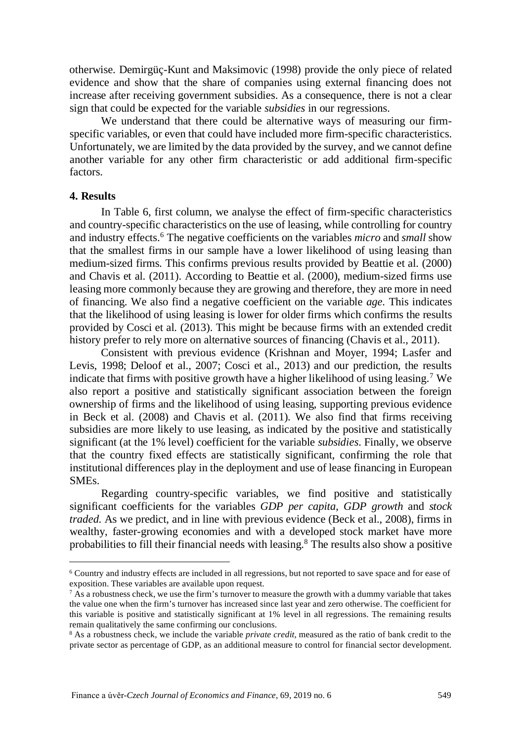otherwise. Demirgüç-Kunt and Maksimovic (1998) provide the only piece of related evidence and show that the share of companies using external financing does not increase after receiving government subsidies. As a consequence, there is not a clear sign that could be expected for the variable *subsidies* in our regressions.

We understand that there could be alternative ways of measuring our firm-specific variables, or even that could have included more firm-specific characteristics. Unfortunately, we are limited by the data provided by the survey, and we cannot define another variable for any other firm characteristic or add additional firm-specific factors.

### 4. Results

In Table 6, first column, we analyse the effect of firm-specific characteristics and country-specific characteristics on the use of leasing, while controlling for country and industry effects.[6] The negative coefficients on the variables *micro* and *small* show that the smallest firms in our sample have a lower likelihood of using leasing than medium-sized firms. This confirms previous results provided by Beattie et al. (2000) and Chavis et al. (2011). According to Beattie et al. (2000), medium-sized firms use leasing more commonly because they are growing and therefore, they are more in need of financing. We also find a negative coefficient on the variable *age*. This indicates that the likelihood of using leasing is lower for older firms which confirms the results provided by Cosci et al. (2013). This might be because firms with an extended credit history prefer to rely more on alternative sources of financing (Chavis et al., 2011).

Consistent with previous evidence (Krishnan and Moyer, 1994; Lasfer and Levis, 1998; Deloof et al., 2007; Cosci et al., 2013) and our prediction, the results indicate that firms with positive growth have a higher likelihood of using leasing.[7] We also report a positive and statistically significant association between the foreign ownership of firms and the likelihood of using leasing, supporting previous evidence in Beck et al. (2008) and Chavis et al. (2011). We also find that firms receiving subsidies are more likely to use leasing, as indicated by the positive and statistically significant (at the 1% level) coefficient for the variable *subsidies*. Finally, we observe that the country fixed effects are statistically significant, confirming the role that institutional differences play in the deployment and use of lease financing in European SMEs.

Regarding country-specific variables, we find positive and statistically significant coefficients for the variables *GDP per capita*, *GDP growth* and *stock traded.* As we predict, and in line with previous evidence (Beck et al., 2008), firms in wealthy, faster-growing economies and with a developed stock market have more probabilities to fill their financial needs with leasing.[8] The results also show a positive

---

[6] Country and industry effects are included in all regressions, but not reported to save space and for ease of exposition. These variables are available upon request.

[7] As a robustness check, we use the firm's turnover to measure the growth with a dummy variable that takes the value one when the firm's turnover has increased since last year and zero otherwise. The coefficient for this variable is positive and statistically significant at 1% level in all regressions. The remaining results remain qualitatively the same confirming our conclusions.

[8] As a robustness check, we include the variable *private credit,* measured as the ratio of bank credit to the private sector as percentage of GDP, as an additional measure to control for financial sector development.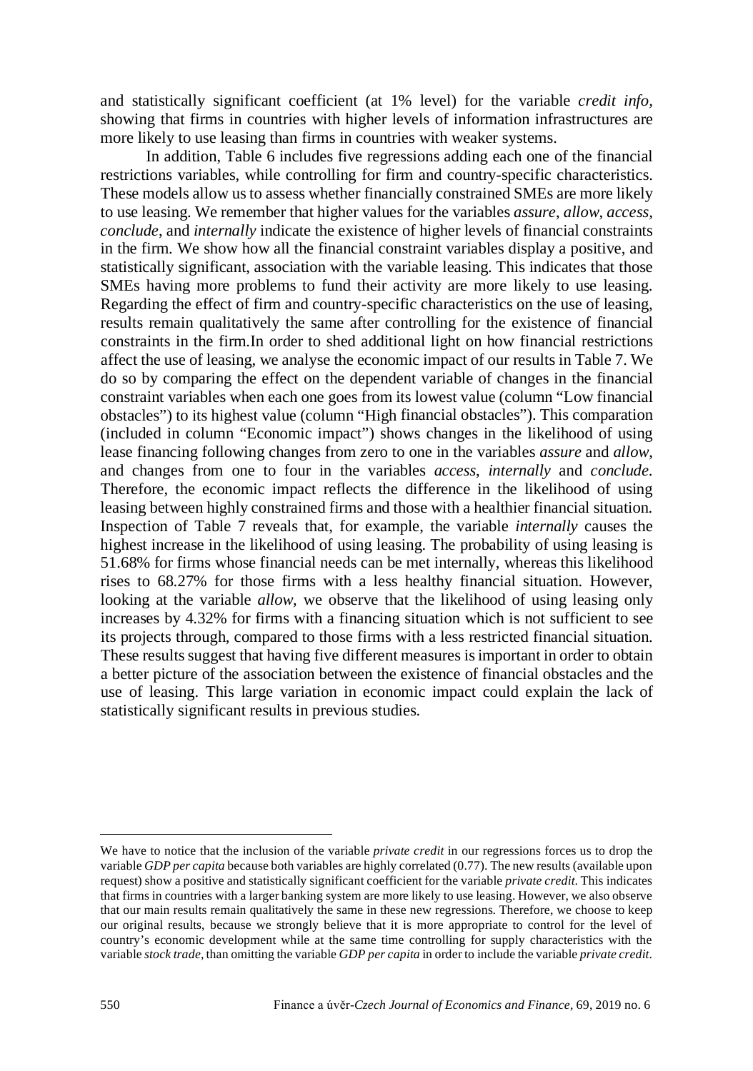and statistically significant coefficient (at 1% level) for the variable *credit info*, showing that firms in countries with higher levels of information infrastructures are more likely to use leasing than firms in countries with weaker systems.

In addition, Table 6 includes five regressions adding each one of the financial restrictions variables, while controlling for firm and country-specific characteristics. These models allow us to assess whether financially constrained SMEs are more likely to use leasing. We remember that higher values for the variables *assure*, *allow*, *access*, *conclude*, and *internally* indicate the existence of higher levels of financial constraints in the firm. We show how all the financial constraint variables display a positive, and statistically significant, association with the variable leasing. This indicates that those SMEs having more problems to fund their activity are more likely to use leasing. Regarding the effect of firm and country-specific characteristics on the use of leasing, results remain qualitatively the same after controlling for the existence of financial constraints in the firm.In order to shed additional light on how financial restrictions affect the use of leasing, we analyse the economic impact of our results in Table 7. We do so by comparing the effect on the dependent variable of changes in the financial constraint variables when each one goes from its lowest value (column "Low financial obstacles") to its highest value (column "High financial obstacles"). This comparation (included in column "Economic impact") shows changes in the likelihood of using lease financing following changes from zero to one in the variables *assure* and *allow*, and changes from one to four in the variables *access*, *internally* and *conclude*. Therefore, the economic impact reflects the difference in the likelihood of using leasing between highly constrained firms and those with a healthier financial situation. Inspection of Table 7 reveals that, for example, the variable *internally* causes the highest increase in the likelihood of using leasing. The probability of using leasing is 51.68% for firms whose financial needs can be met internally, whereas this likelihood rises to 68.27% for those firms with a less healthy financial situation. However, looking at the variable *allow*, we observe that the likelihood of using leasing only increases by 4.32% for firms with a financing situation which is not sufficient to see its projects through, compared to those firms with a less restricted financial situation. These results suggest that having five different measures is important in order to obtain a better picture of the association between the existence of financial obstacles and the use of leasing. This large variation in economic impact could explain the lack of statistically significant results in previous studies.

---

We have to notice that the inclusion of the variable *private credit* in our regressions forces us to drop the variable *GDP per capita* because both variables are highly correlated (0.77). The new results (available upon request) show a positive and statistically significant coefficient for the variable *private credit*. This indicates that firms in countries with a larger banking system are more likely to use leasing. However, we also observe that our main results remain qualitatively the same in these new regressions. Therefore, we choose to keep our original results, because we strongly believe that it is more appropriate to control for the level of country's economic development while at the same time controlling for supply characteristics with the variable *stock trade*, than omitting the variable *GDP per capita* in order to include the variable *private credit*.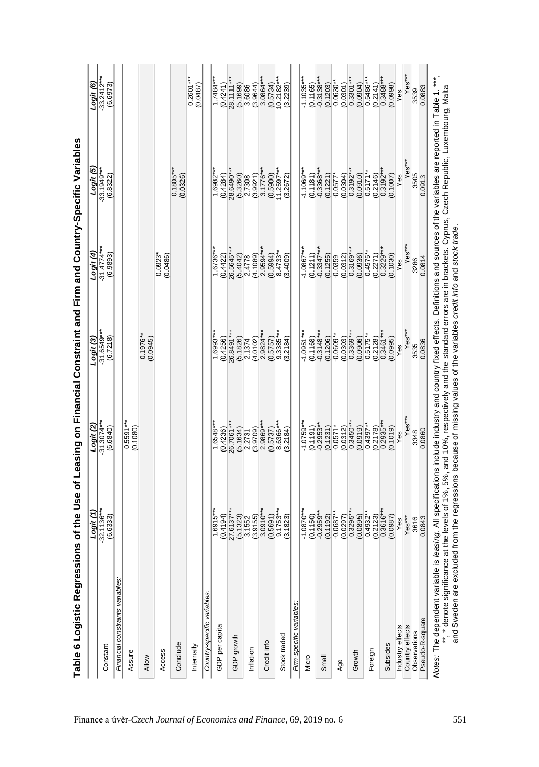**Table 6 Logistic Regressions of the Use of Leasing on Financial Constraint and Firm and Country-Specific Variables**

| | Logit (1) | Logit (2) | Logit (3) | Logit (4) | Logit (5) | Logit (6) |
|---|---|---|---|---|---|---|
| Constant | -32.1136*** | -31.3074*** | -31.6549*** | -31.4774*** | -33.1949*** | -33.2412*** |
| | (6.6333) | (6.6840) | (6.7218) | (6.9893) | (6.8322) | (6.6973) |
| *Financial constraints variables:* | | | | | | |
| Assure | | 0.5591*** | | | | |
| | | (0.1080) | | | | |
| Allow | | | 0.1976** | | | |
| | | | (0.0945) | | | |
| Access | | | | 0.0923* | | |
| | | | | (0.0486) | | |
| Conclude | | | | | 0.1805*** | |
| | | | | | (0.0326) | |
| Internally | | | | | | 0.2601*** |
| | | | | | | (0.0487) |
| *Country-specific variables:* | | | | | | |
| GDP per capita | 1.6915*** | 1.6548*** | 1.6993*** | 1.6736*** | 1.6982*** | 1.7484*** |
| | (0.4194) | (0.4236) | (0.4256) | (0.4422) | (0.4284) | (0.4241) |
| GDP growth | 27.6137*** | 26.7061*** | 26.8491*** | 26.5645*** | 28.6490*** | 28.1111*** |
| | (5.1323) | (5.1634) | (5.1826) | (5.4042) | (5.3260) | (5.1699) |
| Inflation | 3.1552 | 2.2731 | 2.1374 | 2.4778 | 2.7308 | 3.6086 |
| | (3.9155) | (3.9709) | (4.0102) | (4.1089) | (3.9921) | (3.9644) |
| Credit info | 3.0910*** | 2.9869*** | 2.9824*** | 2.9594*** | 3.1776*** | 3.0864*** |
| | (0.5691) | (0.5737) | (0.5757) | (0.5994) | (0.5900) | (0.5734) |
| Stock traded | 9.1753*** | 8.6366*** | 9.3385*** | 8.4733** | 11.2597*** | 10.2182*** |
| | (3.1823) | (3.2184) | (3.2184) | (3.4009) | (3.2672) | (3.2239) |
| *Firm-specific variables:* | | | | | | |
| Micro | -1.0870*** | -1.0759*** | -1.0951*** | -1.0867*** | -1.1069*** | -1.1035*** |
| | (0.1150) | (0.1191) | (0.1168) | (0.1211) | (0.1181) | (0.1165) |
| Small | -0.2959** | -0.2953** | -0.3148*** | -0.3347*** | -0.3368*** | -0.3138*** |
| | (0.1192) | (0.1231) | (0.1206) | (0.1255) | (0.1221) | (0.1203) |
| Age | -0.0687** | -0.0571* | -0.0609** | -0.0359 | -0.0577* | -0.0630** |
| | (0.0297) | (0.0312) | (0.0303) | (0.0312) | (0.0304) | (0.0301) |
| Growth | 0.3295*** | 0.3450*** | 0.3369*** | 0.3169*** | 0.3192*** | 0.3301*** |
| | (0.0895) | (0.0919) | (0.0906) | (0.0936) | (0.0910) | (0.0904) |
| Foreign | 0.4932** | 0.4397** | 0.5175** | 0.4575** | 0.5171** | 0.5486*** |
| | (0.2123) | (0.2178) | (0.2128) | (0.2271) | (0.2146) | (0.2141) |
| Subsides | 0.3616*** | 0.2935*** | 0.3461*** | 0.3229*** | 0.3192*** | 0.3488*** |
| | (0.0987) | (0.1019) | (0.0995) | (0.1030) | (0.1007) | (0.0998) |
| Industry effects | Yes | Yes | Yes | Yes | Yes | Yes |
| Country effects | Yes*** | Yes*** | Yes*** | Yes*** | Yes*** | Yes*** |
| Observations | 3616 | 3348 | 3535 | 3286 | 3505 | 3539 |
| Pseudo-R-square | 0.0843 | 0.0860 | 0.0836 | 0.0814 | 0.0913 | 0.0883 |

*Notes*: The dependent variable is *leasing*. All specifications include industry and country fixed effects. Definitions and sources of the variables are reported in Table 1. ***, **, * denote significance at the levels of 1%, 5%, and 10%, respectively and the standard errors are in brackets. Cyprus, Czech Republic, Luxembourg, Malta and Sweden are excluded from the regressions because of missing values of the variables *credit info* and *stock trade*.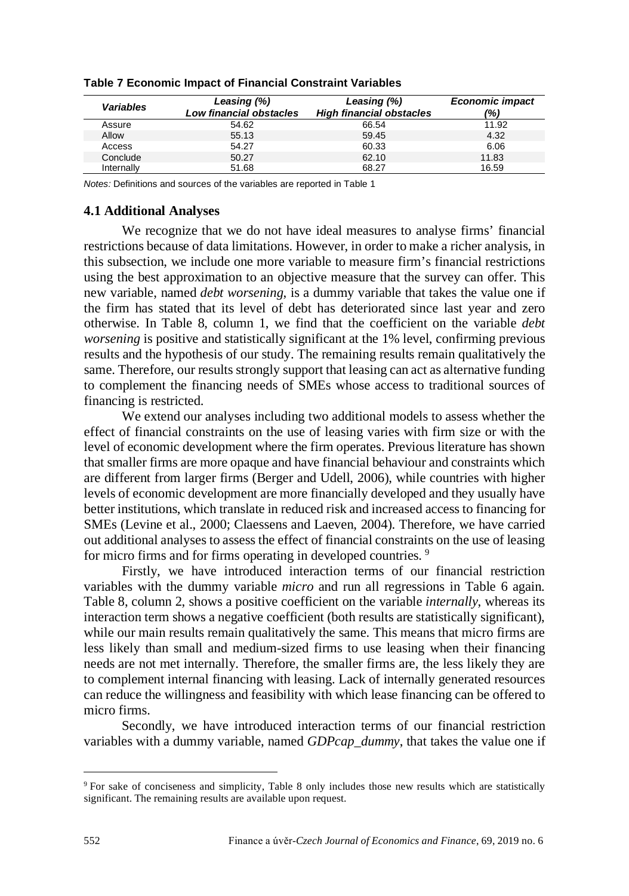**Table 7 Economic Impact of Financial Constraint Variables**

| *Variables* | *Leasing (%)* *Low financial obstacles* | *Leasing (%)* *High financial obstacles* | *Economic impact (%)* |
|---|---|---|---|
| Assure | 54.62 | 66.54 | 11.92 |
| Allow | 55.13 | 59.45 | 4.32 |
| Access | 54.27 | 60.33 | 6.06 |
| Conclude | 50.27 | 62.10 | 11.83 |
| Internally | 51.68 | 68.27 | 16.59 |

*Notes:* Definitions and sources of the variables are reported in Table 1

### 4.1 Additional Analyses

We recognize that we do not have ideal measures to analyse firms' financial restrictions because of data limitations. However, in order to make a richer analysis, in this subsection, we include one more variable to measure firm's financial restrictions using the best approximation to an objective measure that the survey can offer. This new variable, named *debt worsening*, is a dummy variable that takes the value one if the firm has stated that its level of debt has deteriorated since last year and zero otherwise. In Table 8, column 1, we find that the coefficient on the variable *debt worsening* is positive and statistically significant at the 1% level, confirming previous results and the hypothesis of our study. The remaining results remain qualitatively the same. Therefore, our results strongly support that leasing can act as alternative funding to complement the financing needs of SMEs whose access to traditional sources of financing is restricted.

We extend our analyses including two additional models to assess whether the effect of financial constraints on the use of leasing varies with firm size or with the level of economic development where the firm operates. Previous literature has shown that smaller firms are more opaque and have financial behaviour and constraints which are different from larger firms (Berger and Udell, 2006), while countries with higher levels of economic development are more financially developed and they usually have better institutions, which translate in reduced risk and increased access to financing for SMEs (Levine et al., 2000; Claessens and Laeven, 2004). Therefore, we have carried out additional analyses to assess the effect of financial constraints on the use of leasing for micro firms and for firms operating in developed countries. [9]

Firstly, we have introduced interaction terms of our financial restriction variables with the dummy variable *micro* and run all regressions in Table 6 again. Table 8, column 2, shows a positive coefficient on the variable *internally*, whereas its interaction term shows a negative coefficient (both results are statistically significant), while our main results remain qualitatively the same. This means that micro firms are less likely than small and medium-sized firms to use leasing when their financing needs are not met internally. Therefore, the smaller firms are, the less likely they are to complement internal financing with leasing. Lack of internally generated resources can reduce the willingness and feasibility with which lease financing can be offered to micro firms.

Secondly, we have introduced interaction terms of our financial restriction variables with a dummy variable, named *GDPcap_dummy*, that takes the value one if

[9] For sake of conciseness and simplicity, Table 8 only includes those new results which are statistically significant. The remaining results are available upon request.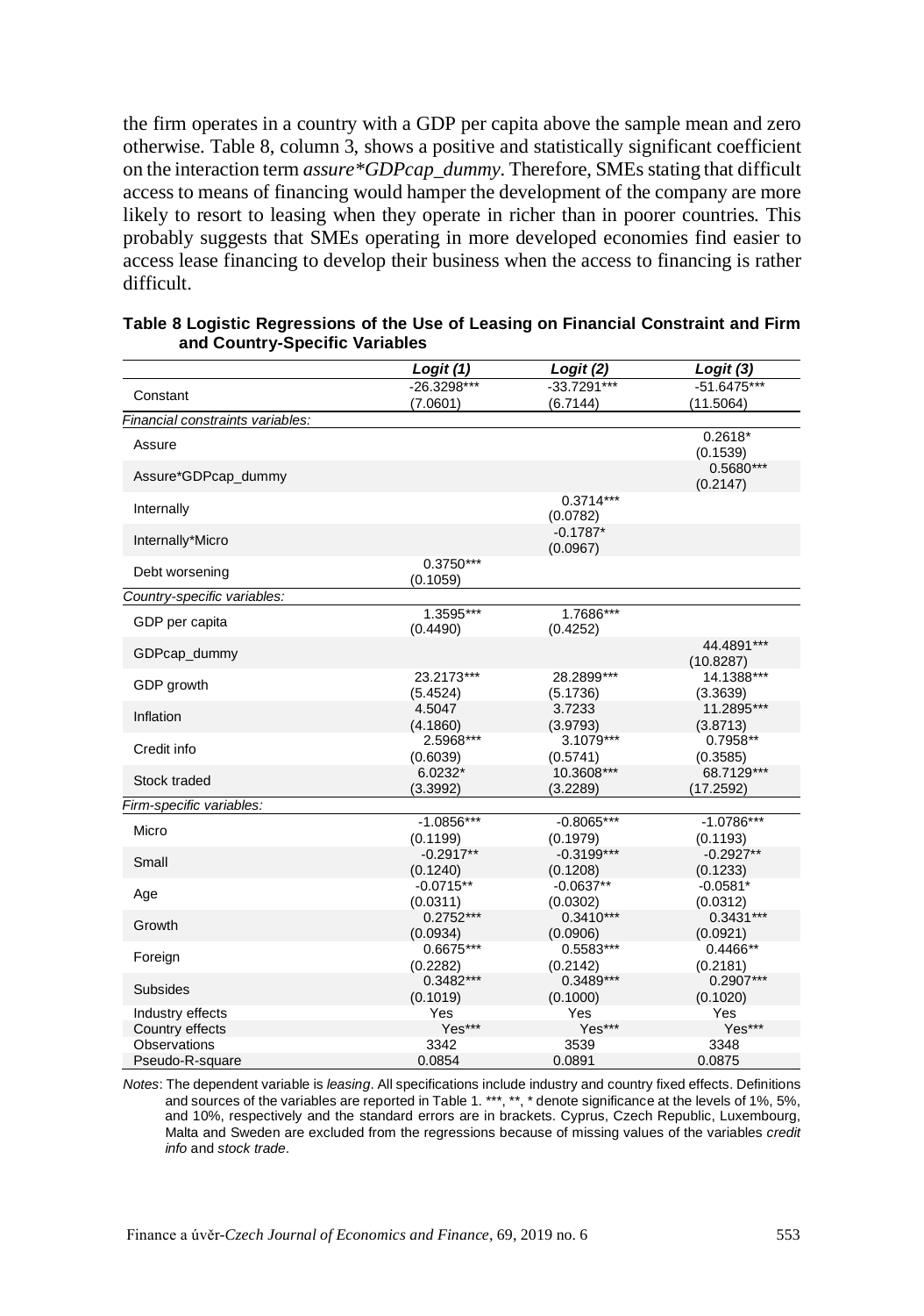the firm operates in a country with a GDP per capita above the sample mean and zero otherwise. Table 8, column 3, shows a positive and statistically significant coefficient on the interaction term *assure\*GDPcap_dummy*. Therefore, SMEs stating that difficult access to means of financing would hamper the development of the company are more likely to resort to leasing when they operate in richer than in poorer countries. This probably suggests that SMEs operating in more developed economies find easier to access lease financing to develop their business when the access to financing is rather difficult.

**Table 8 Logistic Regressions of the Use of Leasing on Financial Constraint and Firm and Country-Specific Variables**

| | *Logit (1)* | *Logit (2)* | *Logit (3)* |
|---|---|---|---|
| Constant | -26.3298*** (7.0601) | -33.7291*** (6.7144) | -51.6475*** (11.5064) |
| *Financial constraints variables:* | | | |
| Assure | | | 0.2618* (0.1539) |
| Assure*GDPcap_dummy | | | 0.5680*** (0.2147) |
| Internally | | 0.3714*** (0.0782) | |
| Internally*Micro | | -0.1787* (0.0967) | |
| Debt worsening | 0.3750*** (0.1059) | | |
| *Country-specific variables:* | | | |
| GDP per capita | 1.3595*** (0.4490) | 1.7686*** (0.4252) | |
| GDPcap_dummy | | | 44.4891*** (10.8287) |
| GDP growth | 23.2173*** (5.4524) | 28.2899*** (5.1736) | 14.1388*** (3.3639) |
| Inflation | 4.5047 (4.1860) | 3.7233 (3.9793) | 11.2895*** (3.8713) |
| Credit info | 2.5968*** (0.6039) | 3.1079*** (0.5741) | 0.7958** (0.3585) |
| Stock traded | 6.0232* (3.3992) | 10.3608*** (3.2289) | 68.7129*** (17.2592) |
| *Firm-specific variables:* | | | |
| Micro | -1.0856*** (0.1199) | -0.8065*** (0.1979) | -1.0786*** (0.1193) |
| Small | -0.2917** (0.1240) | -0.3199*** (0.1208) | -0.2927** (0.1233) |
| Age | -0.0715** (0.0311) | -0.0637** (0.0302) | -0.0581* (0.0312) |
| Growth | 0.2752*** (0.0934) | 0.3410*** (0.0906) | 0.3431*** (0.0921) |
| Foreign | 0.6675*** (0.2282) | 0.5583*** (0.2142) | 0.4466** (0.2181) |
| Subsides | 0.3482*** (0.1019) | 0.3489*** (0.1000) | 0.2907*** (0.1020) |
| Industry effects | Yes | Yes | Yes |
| Country effects | Yes*** | Yes*** | Yes*** |
| Observations | 3342 | 3539 | 3348 |
| Pseudo-R-square | 0.0854 | 0.0891 | 0.0875 |

*Notes*: The dependent variable is *leasing*. All specifications include industry and country fixed effects. Definitions and sources of the variables are reported in Table 1. \*\*\*, \*\*, \* denote significance at the levels of 1%, 5%, and 10%, respectively and the standard errors are in brackets. Cyprus, Czech Republic, Luxembourg, Malta and Sweden are excluded from the regressions because of missing values of the variables *credit info* and *stock trade*.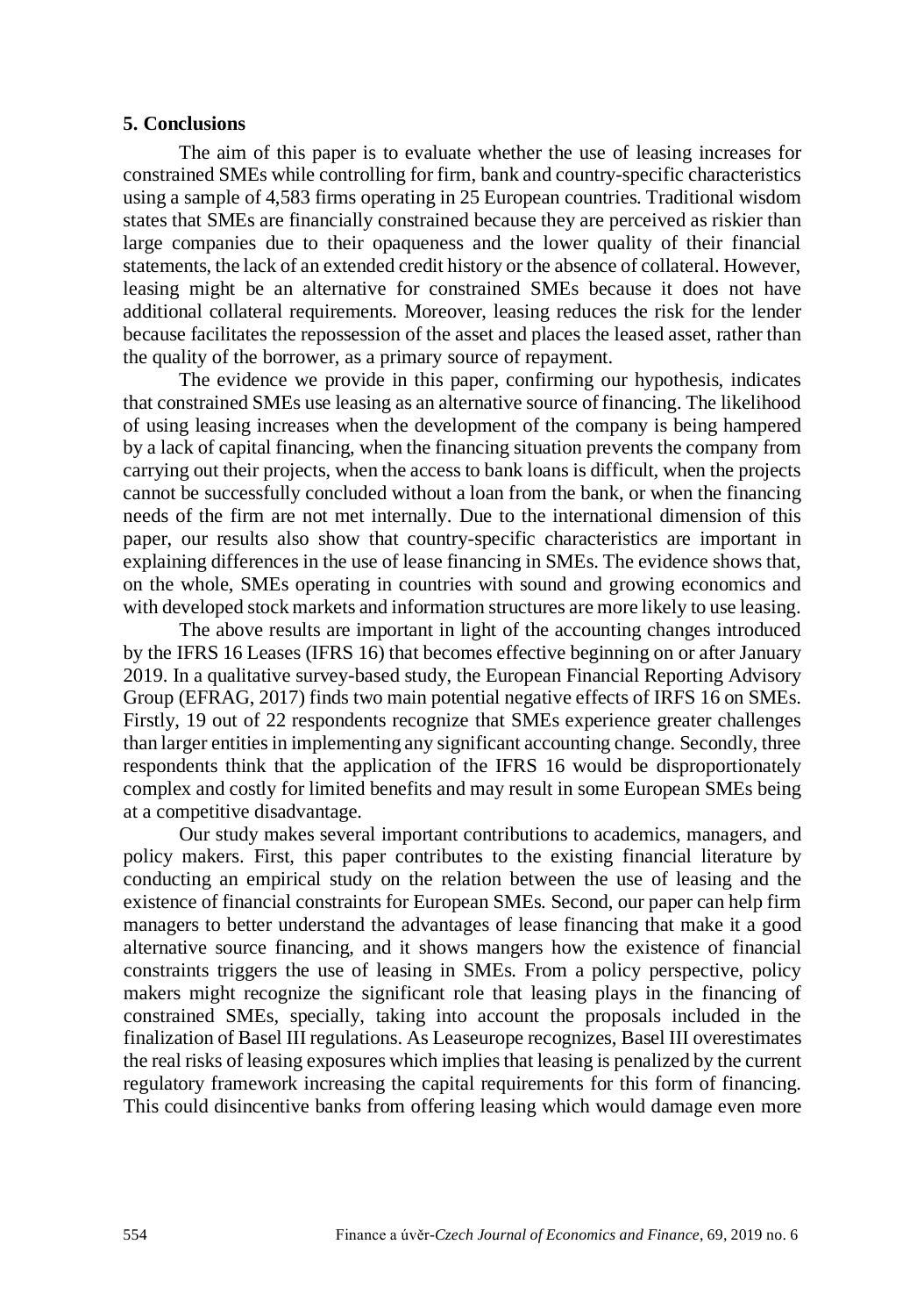## 5. Conclusions

The aim of this paper is to evaluate whether the use of leasing increases for constrained SMEs while controlling for firm, bank and country-specific characteristics using a sample of 4,583 firms operating in 25 European countries. Traditional wisdom states that SMEs are financially constrained because they are perceived as riskier than large companies due to their opaqueness and the lower quality of their financial statements, the lack of an extended credit history or the absence of collateral. However, leasing might be an alternative for constrained SMEs because it does not have additional collateral requirements. Moreover, leasing reduces the risk for the lender because facilitates the repossession of the asset and places the leased asset, rather than the quality of the borrower, as a primary source of repayment.

The evidence we provide in this paper, confirming our hypothesis, indicates that constrained SMEs use leasing as an alternative source of financing. The likelihood of using leasing increases when the development of the company is being hampered by a lack of capital financing, when the financing situation prevents the company from carrying out their projects, when the access to bank loans is difficult, when the projects cannot be successfully concluded without a loan from the bank, or when the financing needs of the firm are not met internally. Due to the international dimension of this paper, our results also show that country-specific characteristics are important in explaining differences in the use of lease financing in SMEs. The evidence shows that, on the whole, SMEs operating in countries with sound and growing economics and with developed stock markets and information structures are more likely to use leasing.

The above results are important in light of the accounting changes introduced by the IFRS 16 Leases (IFRS 16) that becomes effective beginning on or after January 2019. In a qualitative survey-based study, the European Financial Reporting Advisory Group (EFRAG, 2017) finds two main potential negative effects of IRFS 16 on SMEs. Firstly, 19 out of 22 respondents recognize that SMEs experience greater challenges than larger entities in implementing any significant accounting change. Secondly, three respondents think that the application of the IFRS 16 would be disproportionately complex and costly for limited benefits and may result in some European SMEs being at a competitive disadvantage.

Our study makes several important contributions to academics, managers, and policy makers. First, this paper contributes to the existing financial literature by conducting an empirical study on the relation between the use of leasing and the existence of financial constraints for European SMEs. Second, our paper can help firm managers to better understand the advantages of lease financing that make it a good alternative source financing, and it shows mangers how the existence of financial constraints triggers the use of leasing in SMEs. From a policy perspective, policy makers might recognize the significant role that leasing plays in the financing of constrained SMEs, specially, taking into account the proposals included in the finalization of Basel III regulations. As Leaseurope recognizes, Basel III overestimates the real risks of leasing exposures which implies that leasing is penalized by the current regulatory framework increasing the capital requirements for this form of financing. This could disincentive banks from offering leasing which would damage even more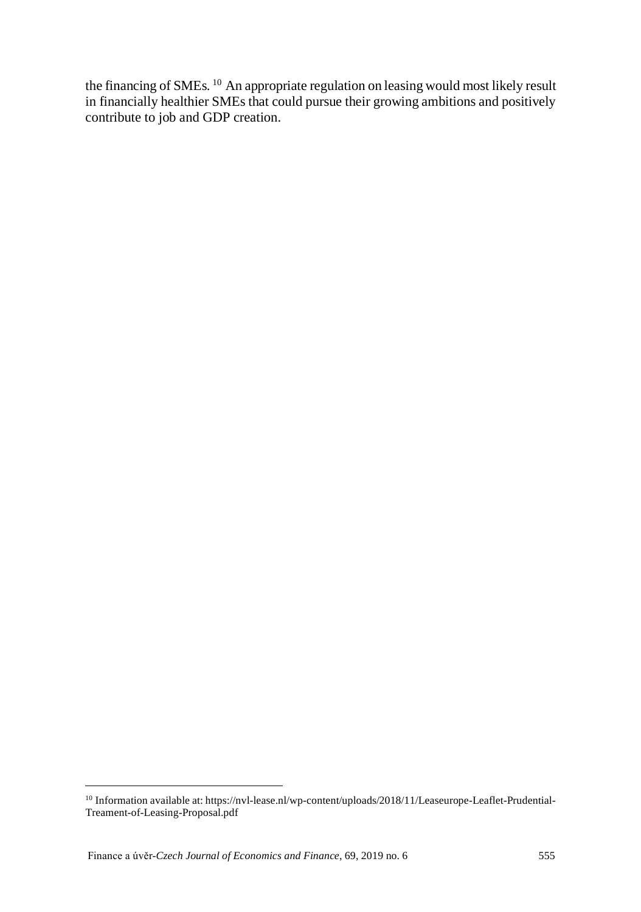the financing of SMEs. [10] An appropriate regulation on leasing would most likely result in financially healthier SMEs that could pursue their growing ambitions and positively contribute to job and GDP creation.

---

[10] Information available at: https://nvl-lease.nl/wp-content/uploads/2018/11/Leaseurope-Leaflet-Prudential-Treament-of-Leasing-Proposal.pdf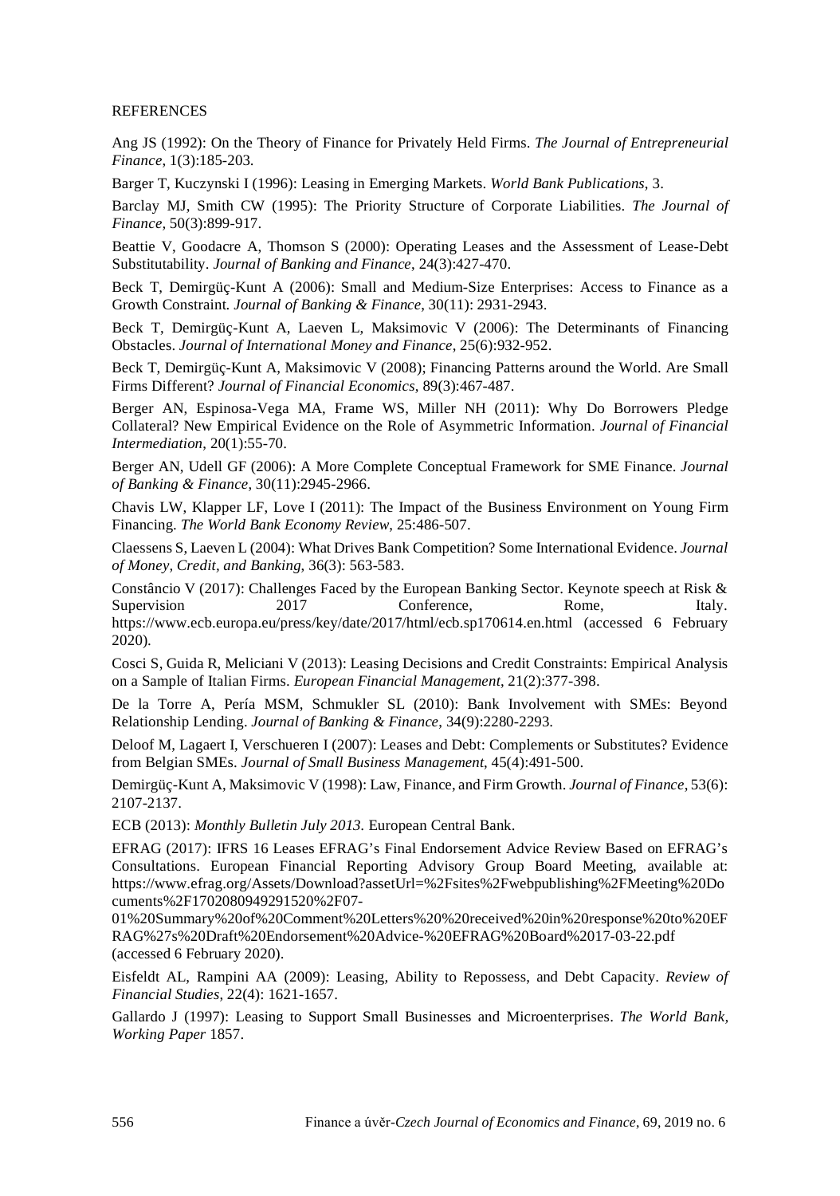REFERENCES

Ang JS (1992): On the Theory of Finance for Privately Held Firms. *The Journal of Entrepreneurial Finance,* 1(3):185-203.

Barger T, Kuczynski I (1996): Leasing in Emerging Markets. *World Bank Publications*, 3.

Barclay MJ, Smith CW (1995): The Priority Structure of Corporate Liabilities. *The Journal of Finance,* 50(3):899-917.

Beattie V, Goodacre A, Thomson S (2000): Operating Leases and the Assessment of Lease-Debt Substitutability. *Journal of Banking and Finance,* 24(3):427-470.

Beck T, Demirgüç-Kunt A (2006): Small and Medium-Size Enterprises: Access to Finance as a Growth Constraint. *Journal of Banking & Finance*, 30(11): 2931-2943.

Beck T, Demirgüç-Kunt A, Laeven L, Maksimovic V (2006): The Determinants of Financing Obstacles. *Journal of International Money and Finance*, 25(6):932-952.

Beck T, Demirgüç-Kunt A, Maksimovic V (2008); Financing Patterns around the World. Are Small Firms Different? *Journal of Financial Economics*, 89(3):467-487.

Berger AN, Espinosa-Vega MA, Frame WS, Miller NH (2011): Why Do Borrowers Pledge Collateral? New Empirical Evidence on the Role of Asymmetric Information. *Journal of Financial Intermediation*, 20(1):55-70.

Berger AN, Udell GF (2006): A More Complete Conceptual Framework for SME Finance. *Journal of Banking & Finance*, 30(11):2945-2966.

Chavis LW, Klapper LF, Love I (2011): The Impact of the Business Environment on Young Firm Financing. *The World Bank Economy Review*, 25:486-507.

Claessens S, Laeven L (2004): What Drives Bank Competition? Some International Evidence. *Journal of Money, Credit, and Banking*, 36(3): 563-583.

Constâncio V (2017): Challenges Faced by the European Banking Sector. Keynote speech at Risk & Supervision 2017 Conference, Rome, Italy. https://www.ecb.europa.eu/press/key/date/2017/html/ecb.sp170614.en.html (accessed 6 February 2020).

Cosci S, Guida R, Meliciani V (2013): Leasing Decisions and Credit Constraints: Empirical Analysis on a Sample of Italian Firms. *European Financial Management*, 21(2):377-398.

De la Torre A, Pería MSM, Schmukler SL (2010): Bank Involvement with SMEs: Beyond Relationship Lending. *Journal of Banking & Finance*, 34(9):2280-2293.

Deloof M, Lagaert I, Verschueren I (2007): Leases and Debt: Complements or Substitutes? Evidence from Belgian SMEs. *Journal of Small Business Management*, 45(4):491-500.

Demirgüç-Kunt A, Maksimovic V (1998): Law, Finance, and Firm Growth. *Journal of Finance*, 53(6): 2107-2137.

ECB (2013): *Monthly Bulletin July 2013.* European Central Bank.

EFRAG (2017): IFRS 16 Leases EFRAG's Final Endorsement Advice Review Based on EFRAG's Consultations. European Financial Reporting Advisory Group Board Meeting, available at: https://www.efrag.org/Assets/Download?assetUrl=%2Fsites%2Fwebpublishing%2FMeeting%20Documents%2F1702080949291520%2F07-01%20Summary%20of%20Comment%20Letters%20%20received%20in%20response%20to%20EFRAG%27s%20Draft%20Endorsement%20Advice-%20EFRAG%20Board%2017-03-22.pdf (accessed 6 February 2020).

Eisfeldt AL, Rampini AA (2009): Leasing, Ability to Repossess, and Debt Capacity. *Review of Financial Studies*, 22(4): 1621-1657.

Gallardo J (1997): Leasing to Support Small Businesses and Microenterprises. *The World Bank, Working Paper* 1857.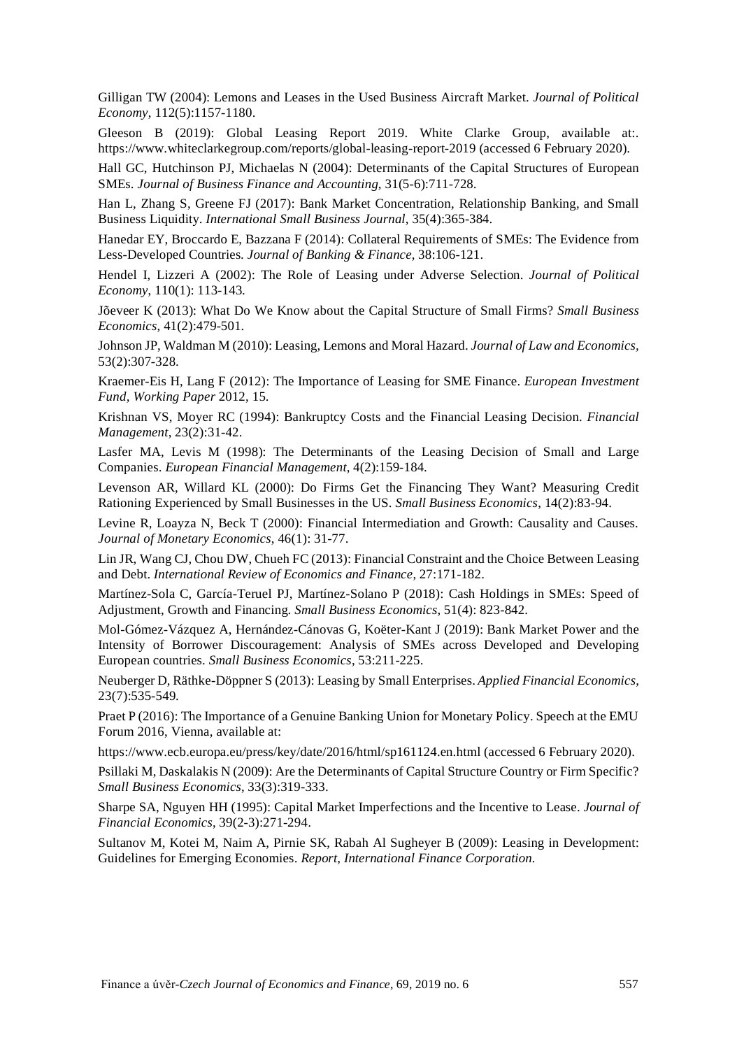Gilligan TW (2004): Lemons and Leases in the Used Business Aircraft Market. *Journal of Political Economy*, 112(5):1157-1180.

Gleeson B (2019): Global Leasing Report 2019. White Clarke Group, available at:. https://www.whiteclarkegroup.com/reports/global-leasing-report-2019 (accessed 6 February 2020).

Hall GC, Hutchinson PJ, Michaelas N (2004): Determinants of the Capital Structures of European SMEs. *Journal of Business Finance and Accounting*, 31(5-6):711-728.

Han L, Zhang S, Greene FJ (2017): Bank Market Concentration, Relationship Banking, and Small Business Liquidity. *International Small Business Journal*, 35(4):365-384.

Hanedar EY, Broccardo E, Bazzana F (2014): Collateral Requirements of SMEs: The Evidence from Less-Developed Countries. *Journal of Banking & Finance*, 38:106-121.

Hendel I, Lizzeri A (2002): The Role of Leasing under Adverse Selection. *Journal of Political Economy*, 110(1): 113-143.

Jõeveer K (2013): What Do We Know about the Capital Structure of Small Firms? *Small Business Economics*, 41(2):479-501.

Johnson JP, Waldman M (2010): Leasing, Lemons and Moral Hazard. *Journal of Law and Economics*, 53(2):307-328.

Kraemer-Eis H, Lang F (2012): The Importance of Leasing for SME Finance. *European Investment Fund, Working Paper* 2012, 15.

Krishnan VS, Moyer RC (1994): Bankruptcy Costs and the Financial Leasing Decision. *Financial Management*, 23(2):31-42.

Lasfer MA, Levis M (1998): The Determinants of the Leasing Decision of Small and Large Companies. *European Financial Management*, 4(2):159-184.

Levenson AR, Willard KL (2000): Do Firms Get the Financing They Want? Measuring Credit Rationing Experienced by Small Businesses in the US. *Small Business Economics*, 14(2):83-94.

Levine R, Loayza N, Beck T (2000): Financial Intermediation and Growth: Causality and Causes. *Journal of Monetary Economics*, 46(1): 31-77.

Lin JR, Wang CJ, Chou DW, Chueh FC (2013): Financial Constraint and the Choice Between Leasing and Debt. *International Review of Economics and Finance*, 27:171-182.

Martínez-Sola C, García-Teruel PJ, Martínez-Solano P (2018): Cash Holdings in SMEs: Speed of Adjustment, Growth and Financing. *Small Business Economics*, 51(4): 823-842.

Mol-Gómez-Vázquez A, Hernández-Cánovas G, Koëter-Kant J (2019): Bank Market Power and the Intensity of Borrower Discouragement: Analysis of SMEs across Developed and Developing European countries. *Small Business Economics*, 53:211-225.

Neuberger D, Räthke-Döppner S (2013): Leasing by Small Enterprises. *Applied Financial Economics*, 23(7):535-549.

Praet P (2016): The Importance of a Genuine Banking Union for Monetary Policy. Speech at the EMU Forum 2016, Vienna, available at:

https://www.ecb.europa.eu/press/key/date/2016/html/sp161124.en.html (accessed 6 February 2020).

Psillaki M, Daskalakis N (2009): Are the Determinants of Capital Structure Country or Firm Specific? *Small Business Economics*, 33(3):319-333.

Sharpe SA, Nguyen HH (1995): Capital Market Imperfections and the Incentive to Lease. *Journal of Financial Economics*, 39(2-3):271-294.

Sultanov M, Kotei M, Naim A, Pirnie SK, Rabah Al Sugheyer B (2009): Leasing in Development: Guidelines for Emerging Economies. *Report, International Finance Corporation.*